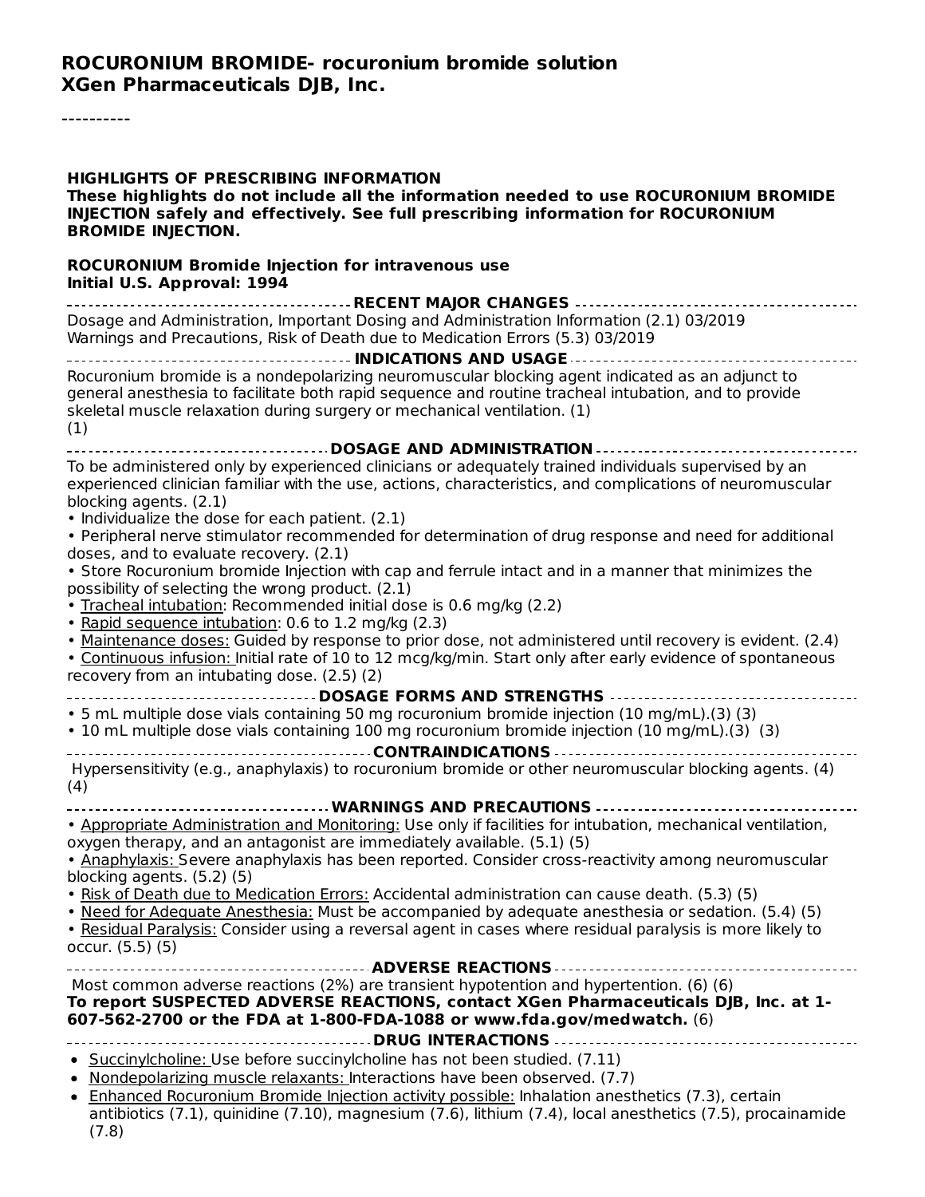# ROCURONIUM BROMIDE- rocuronium bromide solution
# XGen Pharmaceuticals DJB, Inc.

----------

**HIGHLIGHTS OF PRESCRIBING INFORMATION**
**These highlights do not include all the information needed to use ROCURONIUM BROMIDE INJECTION safely and effectively. See full prescribing information for ROCURONIUM BROMIDE INJECTION.**

**ROCURONIUM Bromide Injection for intravenous use**
**Initial U.S. Approval: 1994**

## RECENT MAJOR CHANGES

Dosage and Administration, Important Dosing and Administration Information (2.1) 03/2019
Warnings and Precautions, Risk of Death due to Medication Errors (5.3) 03/2019

## INDICATIONS AND USAGE

Rocuronium bromide is a nondepolarizing neuromuscular blocking agent indicated as an adjunct to general anesthesia to facilitate both rapid sequence and routine tracheal intubation, and to provide skeletal muscle relaxation during surgery or mechanical ventilation. (1)
(1)

## DOSAGE AND ADMINISTRATION

To be administered only by experienced clinicians or adequately trained individuals supervised by an experienced clinician familiar with the use, actions, characteristics, and complications of neuromuscular blocking agents. (2.1)

- Individualize the dose for each patient. (2.1)
- Peripheral nerve stimulator recommended for determination of drug response and need for additional doses, and to evaluate recovery. (2.1)
- Store Rocuronium bromide Injection with cap and ferrule intact and in a manner that minimizes the possibility of selecting the wrong product. (2.1)
- Tracheal intubation: Recommended initial dose is 0.6 mg/kg (2.2)
- Rapid sequence intubation: 0.6 to 1.2 mg/kg (2.3)
- Maintenance doses: Guided by response to prior dose, not administered until recovery is evident. (2.4)
- Continuous infusion: Initial rate of 10 to 12 mcg/kg/min. Start only after early evidence of spontaneous recovery from an intubating dose. (2.5) (2)

## DOSAGE FORMS AND STRENGTHS

- 5 mL multiple dose vials containing 50 mg rocuronium bromide injection (10 mg/mL).(3) (3)
- 10 mL multiple dose vials containing 100 mg rocuronium bromide injection (10 mg/mL).(3) (3)

## CONTRAINDICATIONS

Hypersensitivity (e.g., anaphylaxis) to rocuronium bromide or other neuromuscular blocking agents. (4)
(4)

## WARNINGS AND PRECAUTIONS

- Appropriate Administration and Monitoring: Use only if facilities for intubation, mechanical ventilation, oxygen therapy, and an antagonist are immediately available. (5.1) (5)
- Anaphylaxis: Severe anaphylaxis has been reported. Consider cross-reactivity among neuromuscular blocking agents. (5.2) (5)
- Risk of Death due to Medication Errors: Accidental administration can cause death. (5.3) (5)
- Need for Adequate Anesthesia: Must be accompanied by adequate anesthesia or sedation. (5.4) (5)
- Residual Paralysis: Consider using a reversal agent in cases where residual paralysis is more likely to occur. (5.5) (5)

## ADVERSE REACTIONS

Most common adverse reactions (2%) are transient hypotention and hypertention. (6) (6)
**To report SUSPECTED ADVERSE REACTIONS, contact XGen Pharmaceuticals DJB, Inc. at 1-607-562-2700 or the FDA at 1-800-FDA-1088 or www.fda.gov/medwatch.** (6)

## DRUG INTERACTIONS

- Succinylcholine: Use before succinylcholine has not been studied. (7.11)
- Nondepolarizing muscle relaxants: Interactions have been observed. (7.7)
- Enhanced Rocuronium Bromide Injection activity possible: Inhalation anesthetics (7.3), certain antibiotics (7.1), quinidine (7.10), magnesium (7.6), lithium (7.4), local anesthetics (7.5), procainamide (7.8)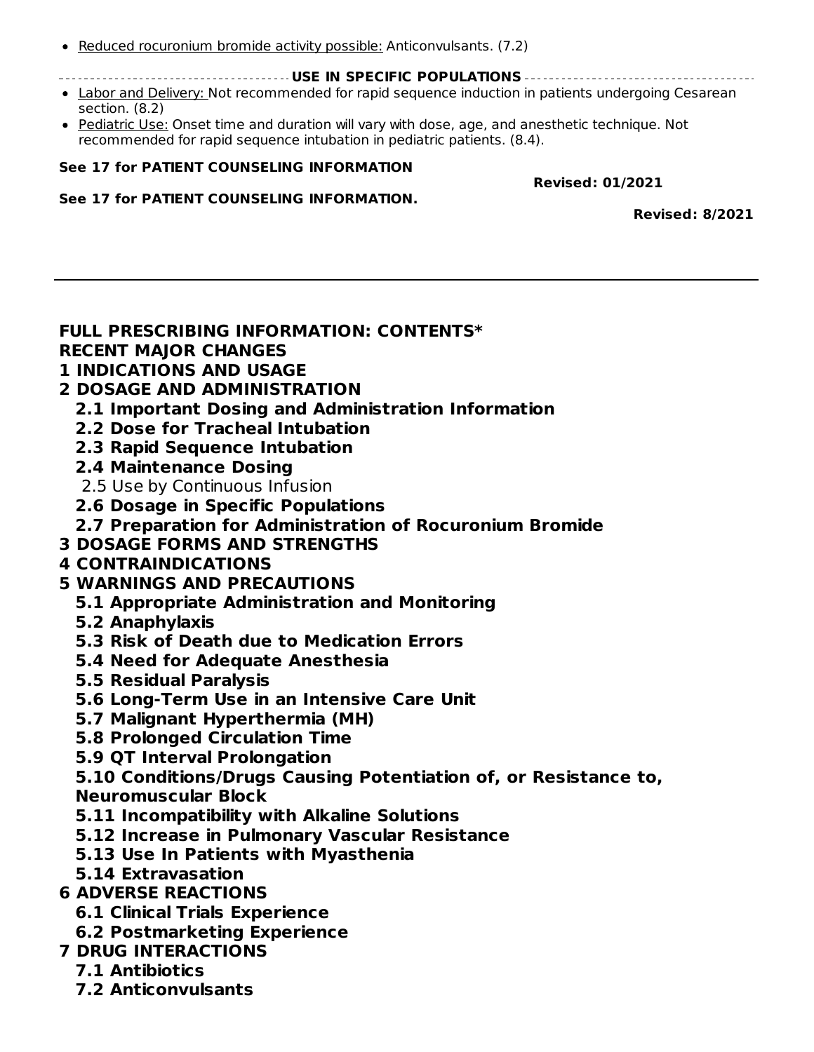- Reduced rocuronium bromide activity possible: Anticonvulsants. (7.2)

**USE IN SPECIFIC POPULATIONS**

- Labor and Delivery: Not recommended for rapid sequence induction in patients undergoing Cesarean section. (8.2)
- Pediatric Use: Onset time and duration will vary with dose, age, and anesthetic technique. Not recommended for rapid sequence intubation in pediatric patients. (8.4).

**See 17 for PATIENT COUNSELING INFORMATION**

**Revised: 01/2021**

**See 17 for PATIENT COUNSELING INFORMATION.**

**Revised: 8/2021**

---

**FULL PRESCRIBING INFORMATION: CONTENTS***

**RECENT MAJOR CHANGES**

**1 INDICATIONS AND USAGE**

**2 DOSAGE AND ADMINISTRATION**

- **2.1 Important Dosing and Administration Information**
- **2.2 Dose for Tracheal Intubation**
- **2.3 Rapid Sequence Intubation**
- **2.4 Maintenance Dosing**
- 2.5 Use by Continuous Infusion
- **2.6 Dosage in Specific Populations**
- **2.7 Preparation for Administration of Rocuronium Bromide**

**3 DOSAGE FORMS AND STRENGTHS**

**4 CONTRAINDICATIONS**

**5 WARNINGS AND PRECAUTIONS**

- **5.1 Appropriate Administration and Monitoring**
- **5.2 Anaphylaxis**
- **5.3 Risk of Death due to Medication Errors**
- **5.4 Need for Adequate Anesthesia**
- **5.5 Residual Paralysis**
- **5.6 Long-Term Use in an Intensive Care Unit**
- **5.7 Malignant Hyperthermia (MH)**
- **5.8 Prolonged Circulation Time**
- **5.9 QT Interval Prolongation**
- **5.10 Conditions/Drugs Causing Potentiation of, or Resistance to, Neuromuscular Block**
- **5.11 Incompatibility with Alkaline Solutions**
- **5.12 Increase in Pulmonary Vascular Resistance**
- **5.13 Use In Patients with Myasthenia**
- **5.14 Extravasation**

**6 ADVERSE REACTIONS**

- **6.1 Clinical Trials Experience**
- **6.2 Postmarketing Experience**

**7 DRUG INTERACTIONS**

- **7.1 Antibiotics**
- **7.2 Anticonvulsants**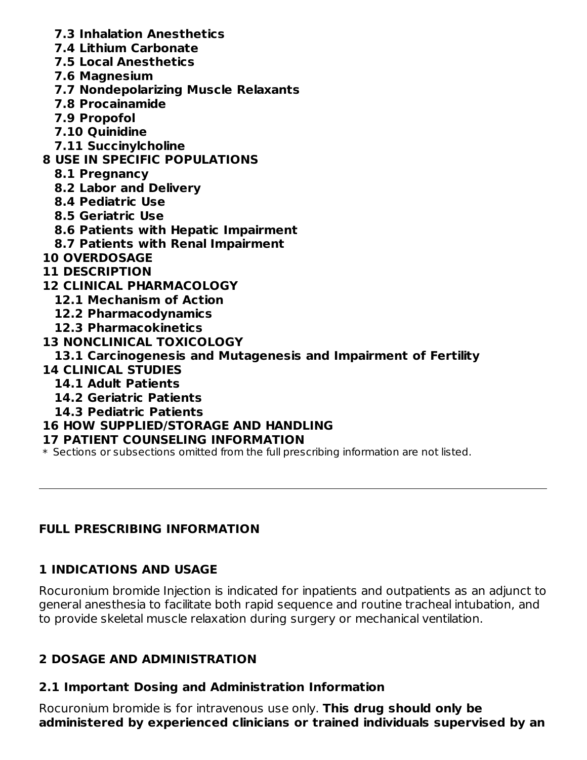**7.3 Inhalation Anesthetics**
**7.4 Lithium Carbonate**
**7.5 Local Anesthetics**
**7.6 Magnesium**
**7.7 Nondepolarizing Muscle Relaxants**
**7.8 Procainamide**
**7.9 Propofol**
**7.10 Quinidine**
**7.11 Succinylcholine**
**8 USE IN SPECIFIC POPULATIONS**
**8.1 Pregnancy**
**8.2 Labor and Delivery**
**8.4 Pediatric Use**
**8.5 Geriatric Use**
**8.6 Patients with Hepatic Impairment**
**8.7 Patients with Renal Impairment**
**10 OVERDOSAGE**
**11 DESCRIPTION**
**12 CLINICAL PHARMACOLOGY**
**12.1 Mechanism of Action**
**12.2 Pharmacodynamics**
**12.3 Pharmacokinetics**
**13 NONCLINICAL TOXICOLOGY**
**13.1 Carcinogenesis and Mutagenesis and Impairment of Fertility**
**14 CLINICAL STUDIES**
**14.1 Adult Patients**
**14.2 Geriatric Patients**
**14.3 Pediatric Patients**
**16 HOW SUPPLIED/STORAGE AND HANDLING**
**17 PATIENT COUNSELING INFORMATION**

* Sections or subsections omitted from the full prescribing information are not listed.

---

## FULL PRESCRIBING INFORMATION

## 1 INDICATIONS AND USAGE

Rocuronium bromide Injection is indicated for inpatients and outpatients as an adjunct to general anesthesia to facilitate both rapid sequence and routine tracheal intubation, and to provide skeletal muscle relaxation during surgery or mechanical ventilation.

## 2 DOSAGE AND ADMINISTRATION

### 2.1 Important Dosing and Administration Information

Rocuronium bromide is for intravenous use only. **This drug should only be administered by experienced clinicians or trained individuals supervised by an**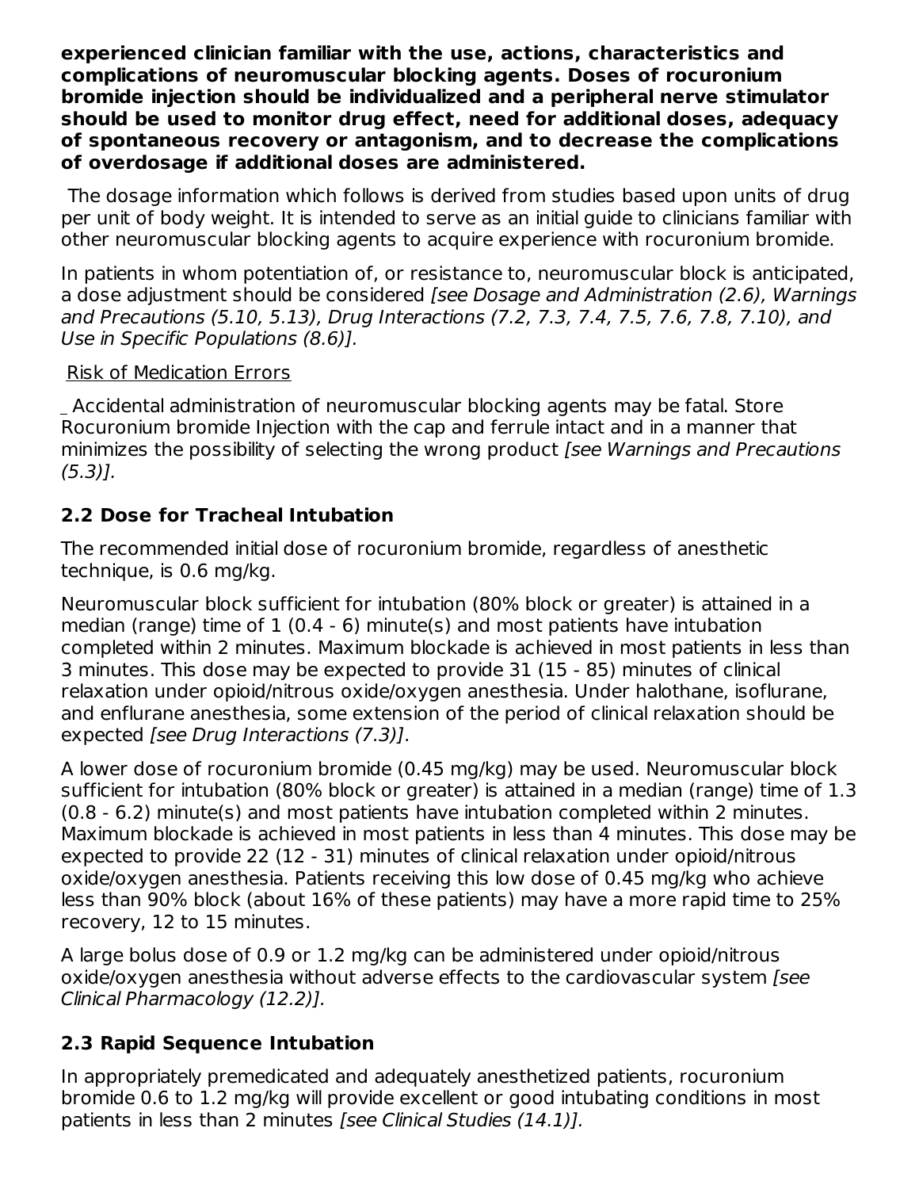**experienced clinician familiar with the use, actions, characteristics and complications of neuromuscular blocking agents. Doses of rocuronium bromide injection should be individualized and a peripheral nerve stimulator should be used to monitor drug effect, need for additional doses, adequacy of spontaneous recovery or antagonism, and to decrease the complications of overdosage if additional doses are administered.**

The dosage information which follows is derived from studies based upon units of drug per unit of body weight. It is intended to serve as an initial guide to clinicians familiar with other neuromuscular blocking agents to acquire experience with rocuronium bromide.

In patients in whom potentiation of, or resistance to, neuromuscular block is anticipated, a dose adjustment should be considered *[see Dosage and Administration (2.6), Warnings and Precautions (5.10, 5.13), Drug Interactions (7.2, 7.3, 7.4, 7.5, 7.6, 7.8, 7.10), and Use in Specific Populations (8.6)].*

Risk of Medication Errors

Accidental administration of neuromuscular blocking agents may be fatal. Store Rocuronium bromide Injection with the cap and ferrule intact and in a manner that minimizes the possibility of selecting the wrong product *[see Warnings and Precautions (5.3)].*

## 2.2 Dose for Tracheal Intubation

The recommended initial dose of rocuronium bromide, regardless of anesthetic technique, is 0.6 mg/kg.

Neuromuscular block sufficient for intubation (80% block or greater) is attained in a median (range) time of 1 (0.4 - 6) minute(s) and most patients have intubation completed within 2 minutes. Maximum blockade is achieved in most patients in less than 3 minutes. This dose may be expected to provide 31 (15 - 85) minutes of clinical relaxation under opioid/nitrous oxide/oxygen anesthesia. Under halothane, isoflurane, and enflurane anesthesia, some extension of the period of clinical relaxation should be expected *[see Drug Interactions (7.3)]*.

A lower dose of rocuronium bromide (0.45 mg/kg) may be used. Neuromuscular block sufficient for intubation (80% block or greater) is attained in a median (range) time of 1.3 (0.8 - 6.2) minute(s) and most patients have intubation completed within 2 minutes. Maximum blockade is achieved in most patients in less than 4 minutes. This dose may be expected to provide 22 (12 - 31) minutes of clinical relaxation under opioid/nitrous oxide/oxygen anesthesia. Patients receiving this low dose of 0.45 mg/kg who achieve less than 90% block (about 16% of these patients) may have a more rapid time to 25% recovery, 12 to 15 minutes.

A large bolus dose of 0.9 or 1.2 mg/kg can be administered under opioid/nitrous oxide/oxygen anesthesia without adverse effects to the cardiovascular system *[see Clinical Pharmacology (12.2)].*

## 2.3 Rapid Sequence Intubation

In appropriately premedicated and adequately anesthetized patients, rocuronium bromide 0.6 to 1.2 mg/kg will provide excellent or good intubating conditions in most patients in less than 2 minutes *[see Clinical Studies (14.1)].*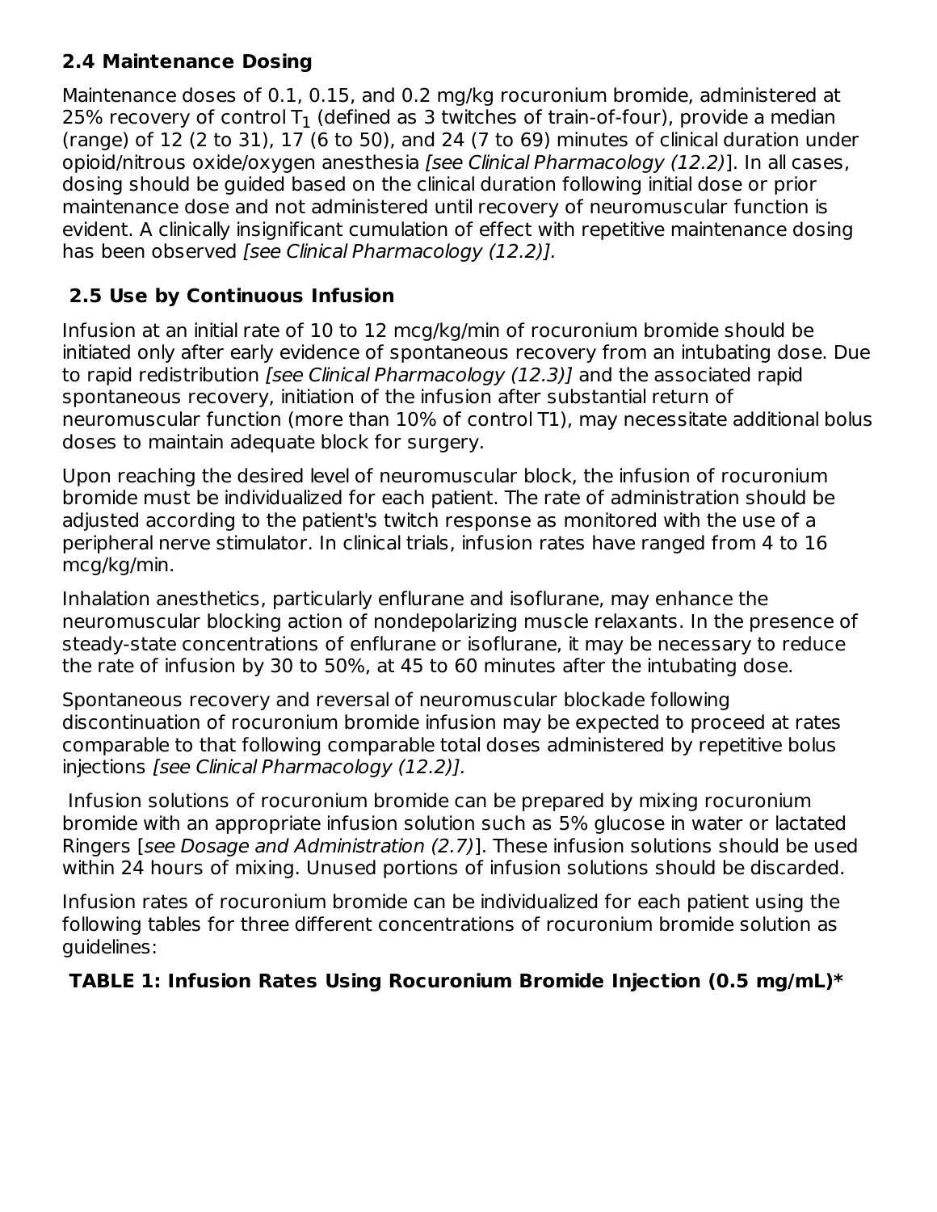### 2.4 Maintenance Dosing

Maintenance doses of 0.1, 0.15, and 0.2 mg/kg rocuronium bromide, administered at 25% recovery of control $T_1$ (defined as 3 twitches of train-of-four), provide a median (range) of 12 (2 to 31), 17 (6 to 50), and 24 (7 to 69) minutes of clinical duration under opioid/nitrous oxide/oxygen anesthesia *[see Clinical Pharmacology (12.2)*]. In all cases, dosing should be guided based on the clinical duration following initial dose or prior maintenance dose and not administered until recovery of neuromuscular function is evident. A clinically insignificant cumulation of effect with repetitive maintenance dosing has been observed *[see Clinical Pharmacology (12.2)].*

### 2.5 Use by Continuous Infusion

Infusion at an initial rate of 10 to 12 mcg/kg/min of rocuronium bromide should be initiated only after early evidence of spontaneous recovery from an intubating dose. Due to rapid redistribution *[see Clinical Pharmacology (12.3)]* and the associated rapid spontaneous recovery, initiation of the infusion after substantial return of neuromuscular function (more than 10% of control T1), may necessitate additional bolus doses to maintain adequate block for surgery.

Upon reaching the desired level of neuromuscular block, the infusion of rocuronium bromide must be individualized for each patient. The rate of administration should be adjusted according to the patient's twitch response as monitored with the use of a peripheral nerve stimulator. In clinical trials, infusion rates have ranged from 4 to 16 mcg/kg/min.

Inhalation anesthetics, particularly enflurane and isoflurane, may enhance the neuromuscular blocking action of nondepolarizing muscle relaxants. In the presence of steady-state concentrations of enflurane or isoflurane, it may be necessary to reduce the rate of infusion by 30 to 50%, at 45 to 60 minutes after the intubating dose.

Spontaneous recovery and reversal of neuromuscular blockade following discontinuation of rocuronium bromide infusion may be expected to proceed at rates comparable to that following comparable total doses administered by repetitive bolus injections *[see Clinical Pharmacology (12.2)].*

Infusion solutions of rocuronium bromide can be prepared by mixing rocuronium bromide with an appropriate infusion solution such as 5% glucose in water or lactated Ringers [*see Dosage and Administration (2.7)*]. These infusion solutions should be used within 24 hours of mixing. Unused portions of infusion solutions should be discarded.

Infusion rates of rocuronium bromide can be individualized for each patient using the following tables for three different concentrations of rocuronium bromide solution as guidelines:

**TABLE 1: Infusion Rates Using Rocuronium Bromide Injection (0.5 mg/mL)***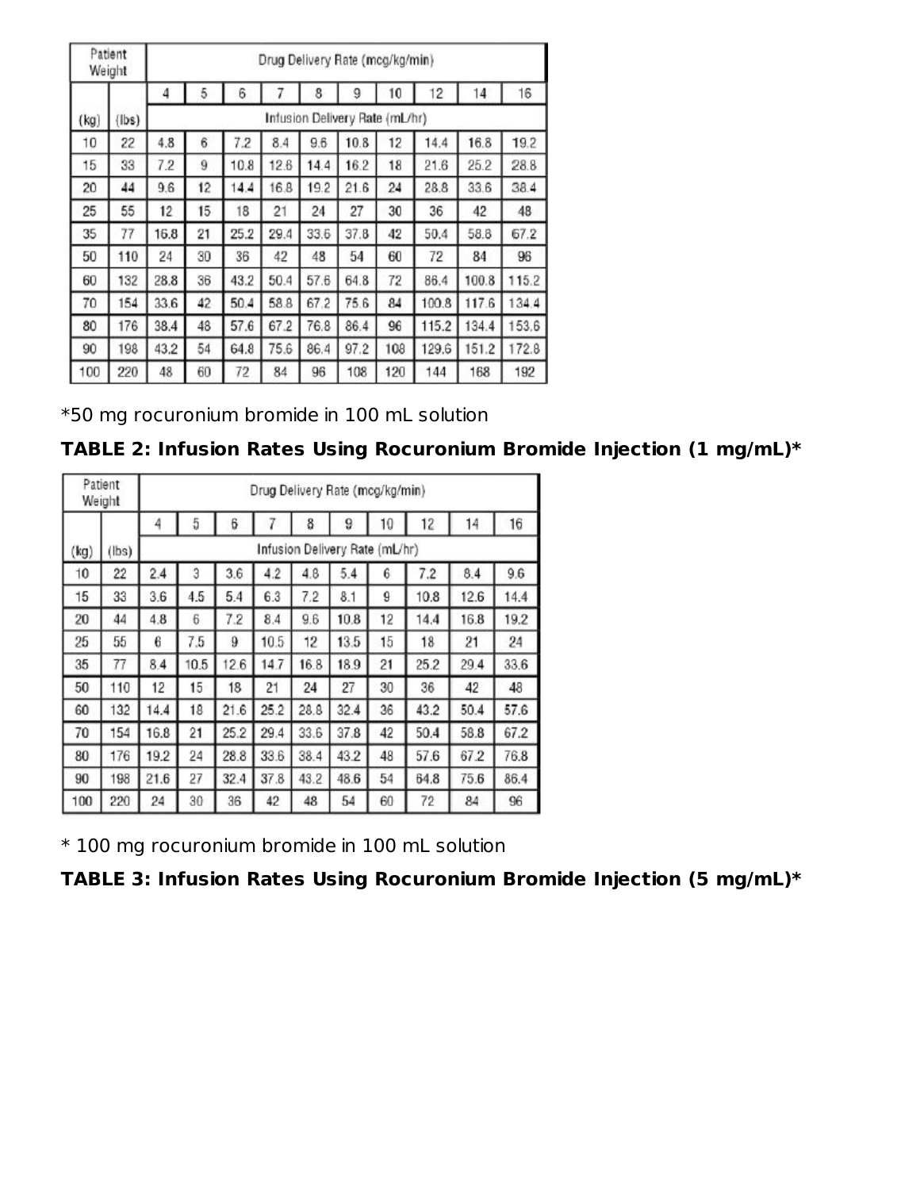| Patient Weight | | Drug Delivery Rate (mcg/kg/min) | | | | | | | | | |
|---|---|---|---|---|---|---|---|---|---|---|---|
| | | 4 | 5 | 6 | 7 | 8 | 9 | 10 | 12 | 14 | 16 |
| (kg) | (lbs) | Infusion Delivery Rate (mL/hr) | | | | | | | | | |
| 10 | 22 | 4.8 | 6 | 7.2 | 8.4 | 9.6 | 10.8 | 12 | 14.4 | 16.8 | 19.2 |
| 15 | 33 | 7.2 | 9 | 10.8 | 12.6 | 14.4 | 16.2 | 18 | 21.6 | 25.2 | 28.8 |
| 20 | 44 | 9.6 | 12 | 14.4 | 16.8 | 19.2 | 21.6 | 24 | 28.8 | 33.6 | 38.4 |
| 25 | 55 | 12 | 15 | 18 | 21 | 24 | 27 | 30 | 36 | 42 | 48 |
| 35 | 77 | 16.8 | 21 | 25.2 | 29.4 | 33.6 | 37.8 | 42 | 50.4 | 58.8 | 67.2 |
| 50 | 110 | 24 | 30 | 36 | 42 | 48 | 54 | 60 | 72 | 84 | 96 |
| 60 | 132 | 28.8 | 36 | 43.2 | 50.4 | 57.6 | 64.8 | 72 | 86.4 | 100.8 | 115.2 |
| 70 | 154 | 33.6 | 42 | 50.4 | 58.8 | 67.2 | 75.6 | 84 | 100.8 | 117.6 | 134.4 |
| 80 | 176 | 38.4 | 48 | 57.6 | 67.2 | 76.8 | 86.4 | 96 | 115.2 | 134.4 | 153.6 |
| 90 | 198 | 43.2 | 54 | 64.8 | 75.6 | 86.4 | 97.2 | 108 | 129.6 | 151.2 | 172.8 |
| 100 | 220 | 48 | 60 | 72 | 84 | 96 | 108 | 120 | 144 | 168 | 192 |

*50 mg rocuronium bromide in 100 mL solution

**TABLE 2: Infusion Rates Using Rocuronium Bromide Injection (1 mg/mL)***

| Patient Weight | | Drug Delivery Rate (mcg/kg/min) | | | | | | | | | |
|---|---|---|---|---|---|---|---|---|---|---|---|
| | | 4 | 5 | 6 | 7 | 8 | 9 | 10 | 12 | 14 | 16 |
| (kg) | (lbs) | Infusion Delivery Rate (mL/hr) | | | | | | | | | |
| 10 | 22 | 2.4 | 3 | 3.6 | 4.2 | 4.8 | 5.4 | 6 | 7.2 | 8.4 | 9.6 |
| 15 | 33 | 3.6 | 4.5 | 5.4 | 6.3 | 7.2 | 8.1 | 9 | 10.8 | 12.6 | 14.4 |
| 20 | 44 | 4.8 | 6 | 7.2 | 8.4 | 9.6 | 10.8 | 12 | 14.4 | 16.8 | 19.2 |
| 25 | 55 | 6 | 7.5 | 9 | 10.5 | 12 | 13.5 | 15 | 18 | 21 | 24 |
| 35 | 77 | 8.4 | 10.5 | 12.6 | 14.7 | 16.8 | 18.9 | 21 | 25.2 | 29.4 | 33.6 |
| 50 | 110 | 12 | 15 | 18 | 21 | 24 | 27 | 30 | 36 | 42 | 48 |
| 60 | 132 | 14.4 | 18 | 21.6 | 25.2 | 28.8 | 32.4 | 36 | 43.2 | 50.4 | 57.6 |
| 70 | 154 | 16.8 | 21 | 25.2 | 29.4 | 33.6 | 37.8 | 42 | 50.4 | 58.8 | 67.2 |
| 80 | 176 | 19.2 | 24 | 28.8 | 33.6 | 38.4 | 43.2 | 48 | 57.6 | 67.2 | 76.8 |
| 90 | 198 | 21.6 | 27 | 32.4 | 37.8 | 43.2 | 48.6 | 54 | 64.8 | 75.6 | 86.4 |
| 100 | 220 | 24 | 30 | 36 | 42 | 48 | 54 | 60 | 72 | 84 | 96 |

* 100 mg rocuronium bromide in 100 mL solution

**TABLE 3: Infusion Rates Using Rocuronium Bromide Injection (5 mg/mL)***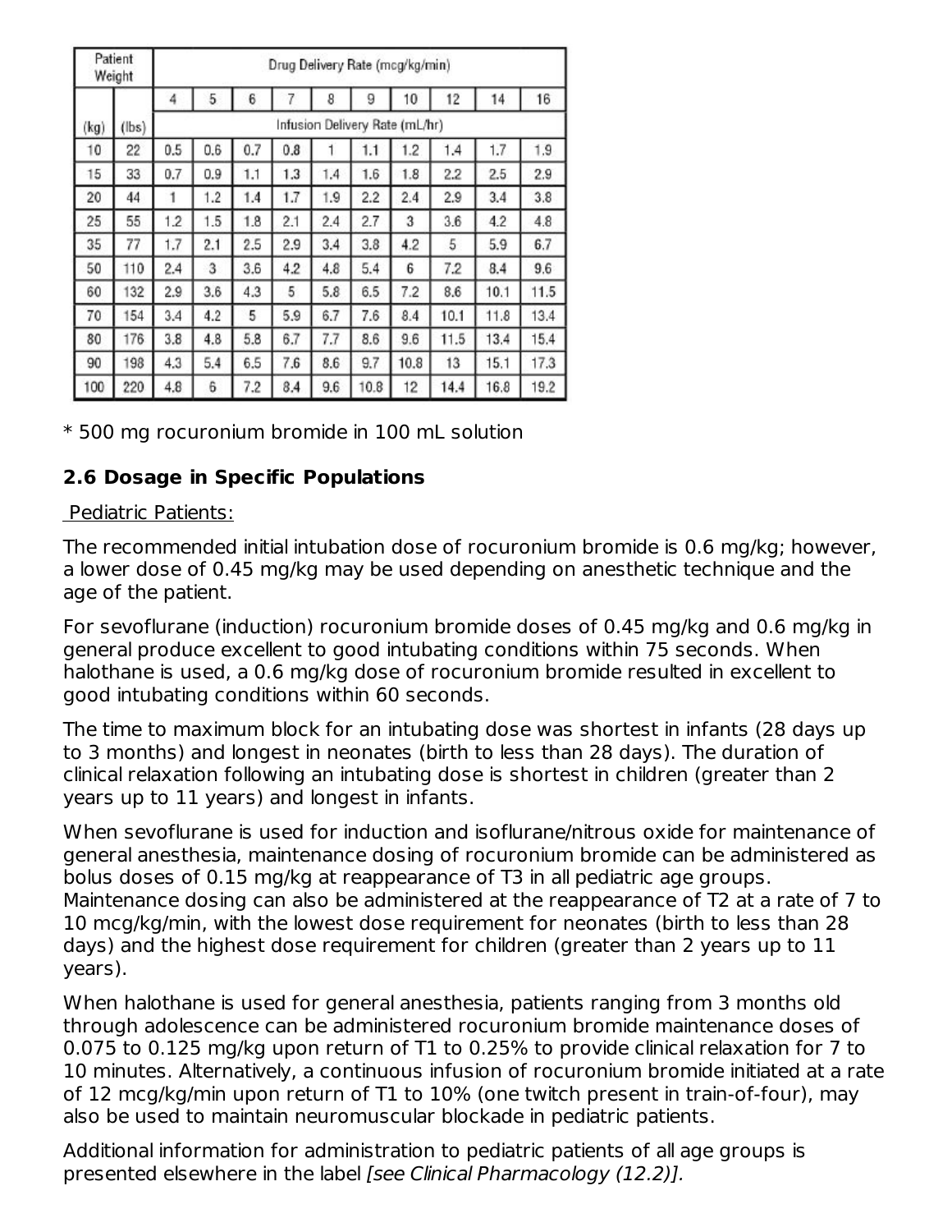| Patient Weight | | Drug Delivery Rate (mcg/kg/min) | | | | | | | | | |
|---|---|---|---|---|---|---|---|---|---|---|---|
| | | 4 | 5 | 6 | 7 | 8 | 9 | 10 | 12 | 14 | 16 |
| (kg) | (lbs) | Infusion Delivery Rate (mL/hr) | | | | | | | | | |
| 10 | 22 | 0.5 | 0.6 | 0.7 | 0.8 | 1 | 1.1 | 1.2 | 1.4 | 1.7 | 1.9 |
| 15 | 33 | 0.7 | 0.9 | 1.1 | 1.3 | 1.4 | 1.6 | 1.8 | 2.2 | 2.5 | 2.9 |
| 20 | 44 | 1 | 1.2 | 1.4 | 1.7 | 1.9 | 2.2 | 2.4 | 2.9 | 3.4 | 3.8 |
| 25 | 55 | 1.2 | 1.5 | 1.8 | 2.1 | 2.4 | 2.7 | 3 | 3.6 | 4.2 | 4.8 |
| 35 | 77 | 1.7 | 2.1 | 2.5 | 2.9 | 3.4 | 3.8 | 4.2 | 5 | 5.9 | 6.7 |
| 50 | 110 | 2.4 | 3 | 3.6 | 4.2 | 4.8 | 5.4 | 6 | 7.2 | 8.4 | 9.6 |
| 60 | 132 | 2.9 | 3.6 | 4.3 | 5 | 5.8 | 6.5 | 7.2 | 8.6 | 10.1 | 11.5 |
| 70 | 154 | 3.4 | 4.2 | 5 | 5.9 | 6.7 | 7.6 | 8.4 | 10.1 | 11.8 | 13.4 |
| 80 | 176 | 3.8 | 4.8 | 5.8 | 6.7 | 7.7 | 8.6 | 9.6 | 11.5 | 13.4 | 15.4 |
| 90 | 198 | 4.3 | 5.4 | 6.5 | 7.6 | 8.6 | 9.7 | 10.8 | 13 | 15.1 | 17.3 |
| 100 | 220 | 4.8 | 6 | 7.2 | 8.4 | 9.6 | 10.8 | 12 | 14.4 | 16.8 | 19.2 |

* 500 mg rocuronium bromide in 100 mL solution

## 2.6 Dosage in Specific Populations

Pediatric Patients:

The recommended initial intubation dose of rocuronium bromide is 0.6 mg/kg; however, a lower dose of 0.45 mg/kg may be used depending on anesthetic technique and the age of the patient.

For sevoflurane (induction) rocuronium bromide doses of 0.45 mg/kg and 0.6 mg/kg in general produce excellent to good intubating conditions within 75 seconds. When halothane is used, a 0.6 mg/kg dose of rocuronium bromide resulted in excellent to good intubating conditions within 60 seconds.

The time to maximum block for an intubating dose was shortest in infants (28 days up to 3 months) and longest in neonates (birth to less than 28 days). The duration of clinical relaxation following an intubating dose is shortest in children (greater than 2 years up to 11 years) and longest in infants.

When sevoflurane is used for induction and isoflurane/nitrous oxide for maintenance of general anesthesia, maintenance dosing of rocuronium bromide can be administered as bolus doses of 0.15 mg/kg at reappearance of T3 in all pediatric age groups. Maintenance dosing can also be administered at the reappearance of T2 at a rate of 7 to 10 mcg/kg/min, with the lowest dose requirement for neonates (birth to less than 28 days) and the highest dose requirement for children (greater than 2 years up to 11 years).

When halothane is used for general anesthesia, patients ranging from 3 months old through adolescence can be administered rocuronium bromide maintenance doses of 0.075 to 0.125 mg/kg upon return of T1 to 0.25% to provide clinical relaxation for 7 to 10 minutes. Alternatively, a continuous infusion of rocuronium bromide initiated at a rate of 12 mcg/kg/min upon return of T1 to 10% (one twitch present in train-of-four), may also be used to maintain neuromuscular blockade in pediatric patients.

Additional information for administration to pediatric patients of all age groups is presented elsewhere in the label *[see Clinical Pharmacology (12.2)].*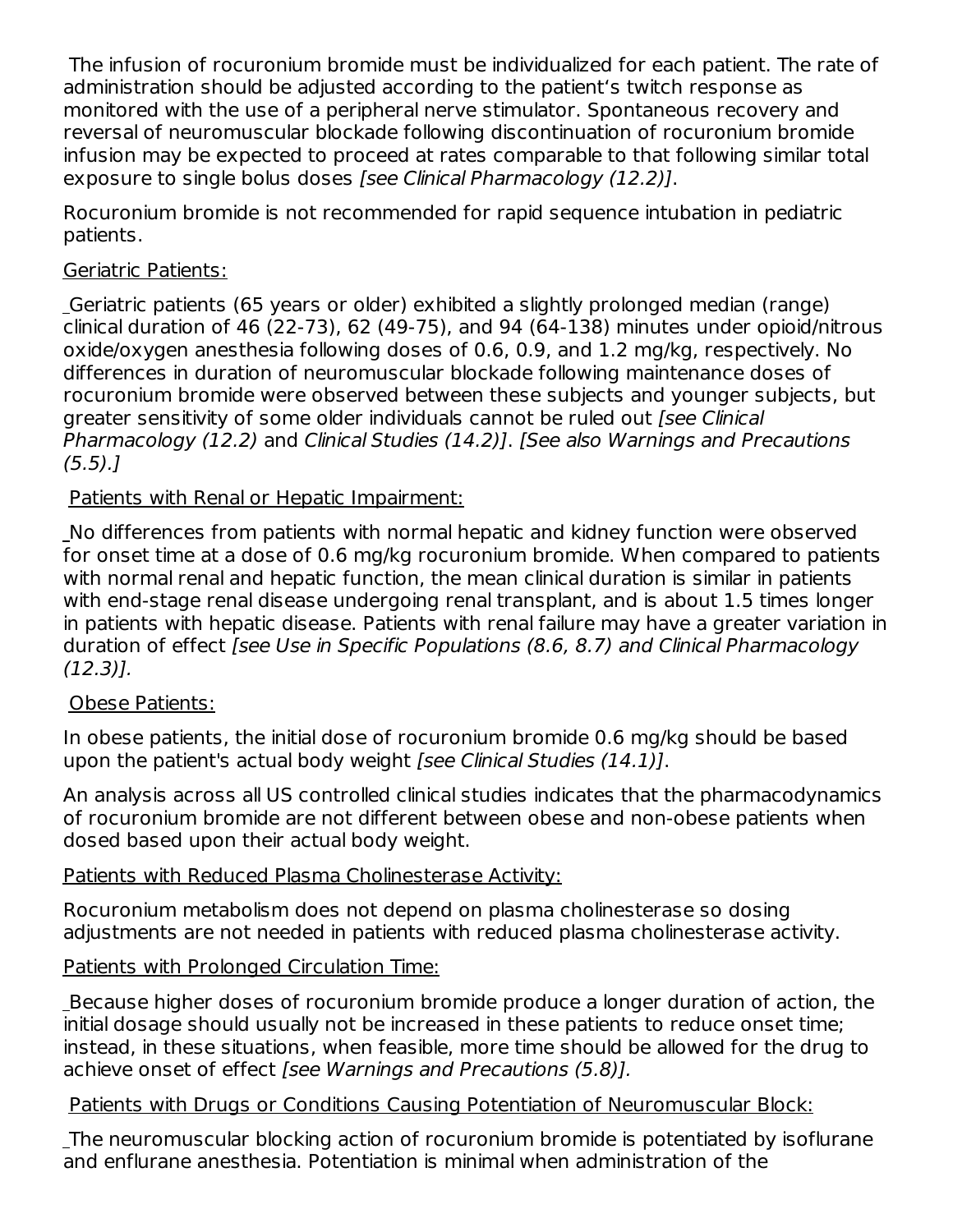The infusion of rocuronium bromide must be individualized for each patient. The rate of administration should be adjusted according to the patient's twitch response as monitored with the use of a peripheral nerve stimulator. Spontaneous recovery and reversal of neuromuscular blockade following discontinuation of rocuronium bromide infusion may be expected to proceed at rates comparable to that following similar total exposure to single bolus doses *[see Clinical Pharmacology (12.2)]*.

Rocuronium bromide is not recommended for rapid sequence intubation in pediatric patients.

Geriatric Patients:

Geriatric patients (65 years or older) exhibited a slightly prolonged median (range) clinical duration of 46 (22-73), 62 (49-75), and 94 (64-138) minutes under opioid/nitrous oxide/oxygen anesthesia following doses of 0.6, 0.9, and 1.2 mg/kg, respectively. No differences in duration of neuromuscular blockade following maintenance doses of rocuronium bromide were observed between these subjects and younger subjects, but greater sensitivity of some older individuals cannot be ruled out *[see Clinical Pharmacology (12.2)* and *Clinical Studies (14.2)]*. *[See also Warnings and Precautions (5.5).]*

Patients with Renal or Hepatic Impairment:

No differences from patients with normal hepatic and kidney function were observed for onset time at a dose of 0.6 mg/kg rocuronium bromide. When compared to patients with normal renal and hepatic function, the mean clinical duration is similar in patients with end-stage renal disease undergoing renal transplant, and is about 1.5 times longer in patients with hepatic disease. Patients with renal failure may have a greater variation in duration of effect *[see Use in Specific Populations (8.6, 8.7) and Clinical Pharmacology (12.3)].*

Obese Patients:

In obese patients, the initial dose of rocuronium bromide 0.6 mg/kg should be based upon the patient's actual body weight *[see Clinical Studies (14.1)]*.

An analysis across all US controlled clinical studies indicates that the pharmacodynamics of rocuronium bromide are not different between obese and non-obese patients when dosed based upon their actual body weight.

Patients with Reduced Plasma Cholinesterase Activity:

Rocuronium metabolism does not depend on plasma cholinesterase so dosing adjustments are not needed in patients with reduced plasma cholinesterase activity.

Patients with Prolonged Circulation Time:

Because higher doses of rocuronium bromide produce a longer duration of action, the initial dosage should usually not be increased in these patients to reduce onset time; instead, in these situations, when feasible, more time should be allowed for the drug to achieve onset of effect *[see Warnings and Precautions (5.8)].*

Patients with Drugs or Conditions Causing Potentiation of Neuromuscular Block:

The neuromuscular blocking action of rocuronium bromide is potentiated by isoflurane and enflurane anesthesia. Potentiation is minimal when administration of the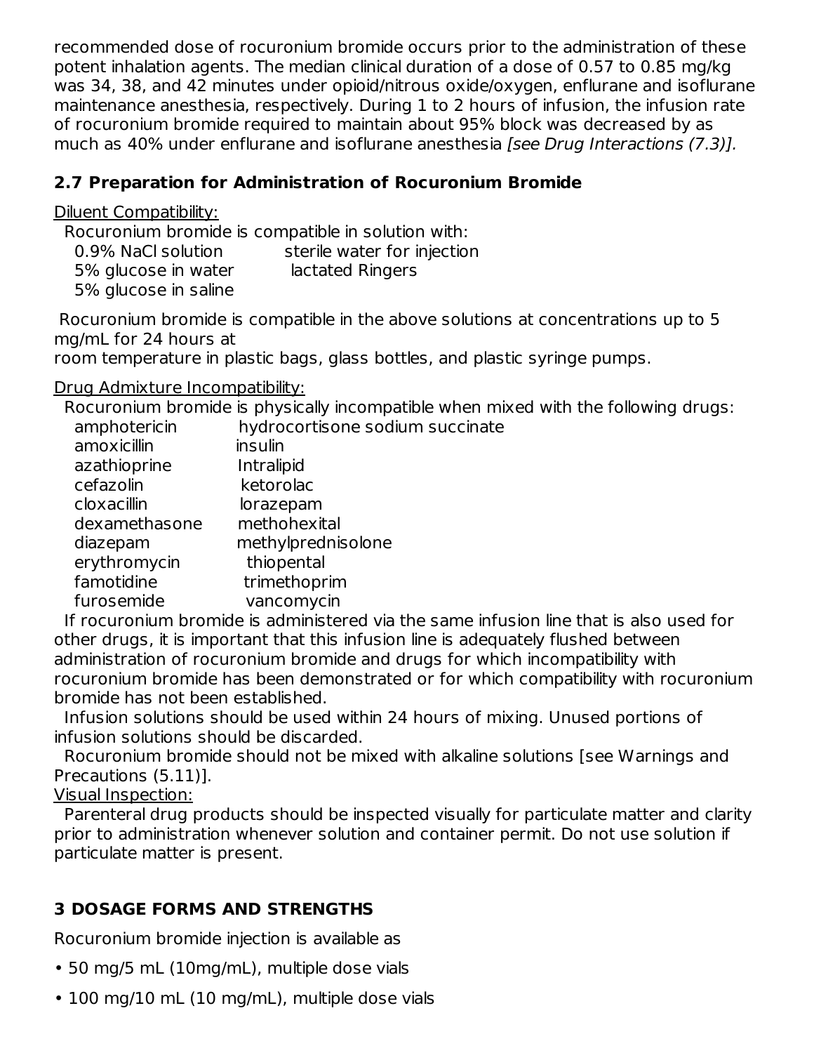recommended dose of rocuronium bromide occurs prior to the administration of these potent inhalation agents. The median clinical duration of a dose of 0.57 to 0.85 mg/kg was 34, 38, and 42 minutes under opioid/nitrous oxide/oxygen, enflurane and isoflurane maintenance anesthesia, respectively. During 1 to 2 hours of infusion, the infusion rate of rocuronium bromide required to maintain about 95% block was decreased by as much as 40% under enflurane and isoflurane anesthesia *[see Drug Interactions (7.3)].*

### 2.7 Preparation for Administration of Rocuronium Bromide

<u>Diluent Compatibility:</u>

Rocuronium bromide is compatible in solution with:

| | |
|---|---|
| 0.9% NaCl solution | sterile water for injection |
| 5% glucose in water | lactated Ringers |
| 5% glucose in saline | |

Rocuronium bromide is compatible in the above solutions at concentrations up to 5 mg/mL for 24 hours at room temperature in plastic bags, glass bottles, and plastic syringe pumps.

<u>Drug Admixture Incompatibility:</u>

Rocuronium bromide is physically incompatible when mixed with the following drugs:

| | |
|---|---|
| amphotericin | hydrocortisone sodium succinate |
| amoxicillin | insulin |
| azathioprine | Intralipid |
| cefazolin | ketorolac |
| cloxacillin | lorazepam |
| dexamethasone | methohexital |
| diazepam | methylprednisolone |
| erythromycin | thiopental |
| famotidine | trimethoprim |
| furosemide | vancomycin |

If rocuronium bromide is administered via the same infusion line that is also used for other drugs, it is important that this infusion line is adequately flushed between administration of rocuronium bromide and drugs for which incompatibility with rocuronium bromide has been demonstrated or for which compatibility with rocuronium bromide has not been established.

Infusion solutions should be used within 24 hours of mixing. Unused portions of infusion solutions should be discarded.

Rocuronium bromide should not be mixed with alkaline solutions [see Warnings and Precautions (5.11)].

<u>Visual Inspection:</u>

Parenteral drug products should be inspected visually for particulate matter and clarity prior to administration whenever solution and container permit. Do not use solution if particulate matter is present.

## 3 DOSAGE FORMS AND STRENGTHS

Rocuronium bromide injection is available as

- 50 mg/5 mL (10mg/mL), multiple dose vials
- 100 mg/10 mL (10 mg/mL), multiple dose vials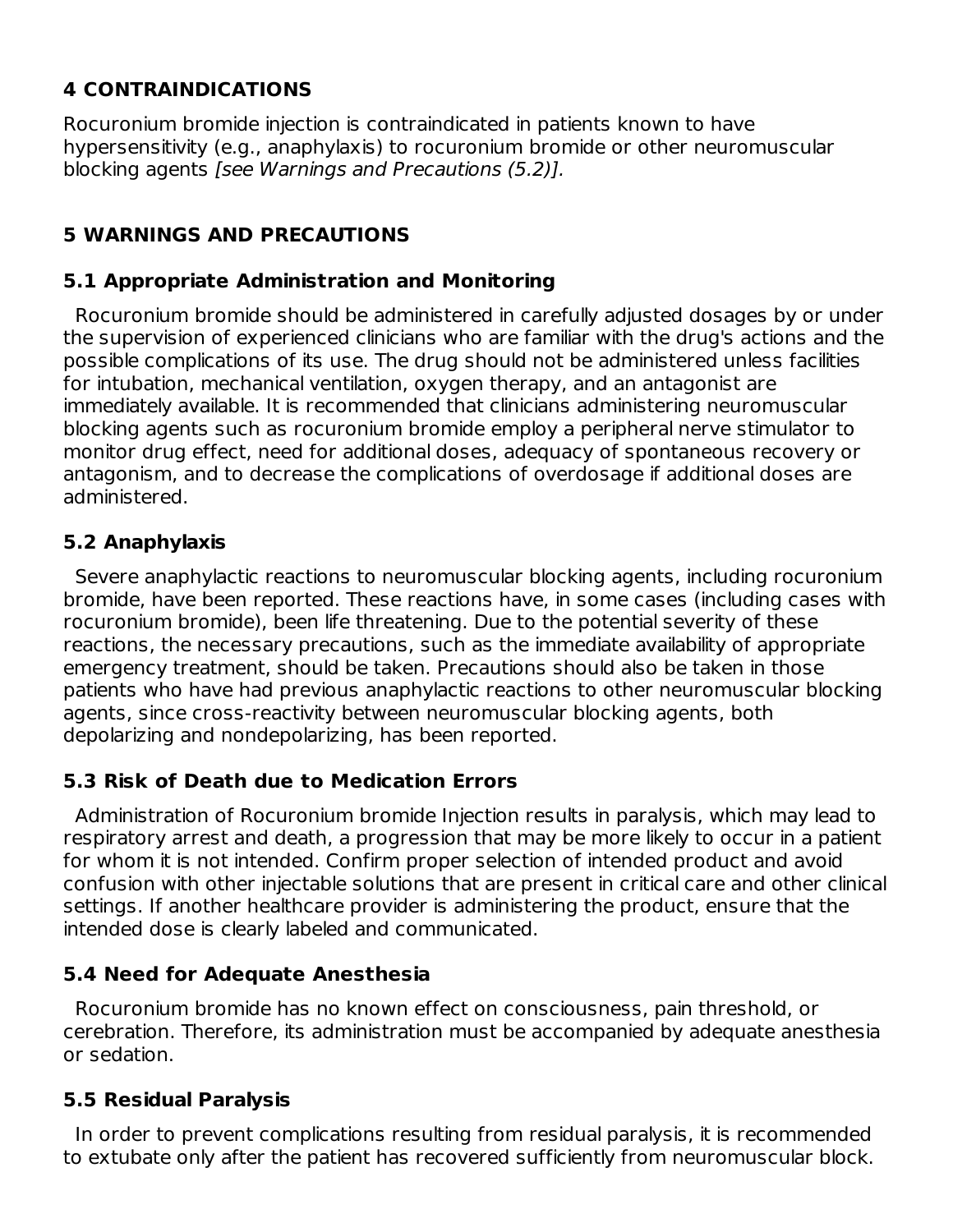## 4 CONTRAINDICATIONS

Rocuronium bromide injection is contraindicated in patients known to have hypersensitivity (e.g., anaphylaxis) to rocuronium bromide or other neuromuscular blocking agents *[see Warnings and Precautions (5.2)].*

## 5 WARNINGS AND PRECAUTIONS

### 5.1 Appropriate Administration and Monitoring

Rocuronium bromide should be administered in carefully adjusted dosages by or under the supervision of experienced clinicians who are familiar with the drug's actions and the possible complications of its use. The drug should not be administered unless facilities for intubation, mechanical ventilation, oxygen therapy, and an antagonist are immediately available. It is recommended that clinicians administering neuromuscular blocking agents such as rocuronium bromide employ a peripheral nerve stimulator to monitor drug effect, need for additional doses, adequacy of spontaneous recovery or antagonism, and to decrease the complications of overdosage if additional doses are administered.

### 5.2 Anaphylaxis

Severe anaphylactic reactions to neuromuscular blocking agents, including rocuronium bromide, have been reported. These reactions have, in some cases (including cases with rocuronium bromide), been life threatening. Due to the potential severity of these reactions, the necessary precautions, such as the immediate availability of appropriate emergency treatment, should be taken. Precautions should also be taken in those patients who have had previous anaphylactic reactions to other neuromuscular blocking agents, since cross-reactivity between neuromuscular blocking agents, both depolarizing and nondepolarizing, has been reported.

### 5.3 Risk of Death due to Medication Errors

Administration of Rocuronium bromide Injection results in paralysis, which may lead to respiratory arrest and death, a progression that may be more likely to occur in a patient for whom it is not intended. Confirm proper selection of intended product and avoid confusion with other injectable solutions that are present in critical care and other clinical settings. If another healthcare provider is administering the product, ensure that the intended dose is clearly labeled and communicated.

### 5.4 Need for Adequate Anesthesia

Rocuronium bromide has no known effect on consciousness, pain threshold, or cerebration. Therefore, its administration must be accompanied by adequate anesthesia or sedation.

### 5.5 Residual Paralysis

In order to prevent complications resulting from residual paralysis, it is recommended to extubate only after the patient has recovered sufficiently from neuromuscular block.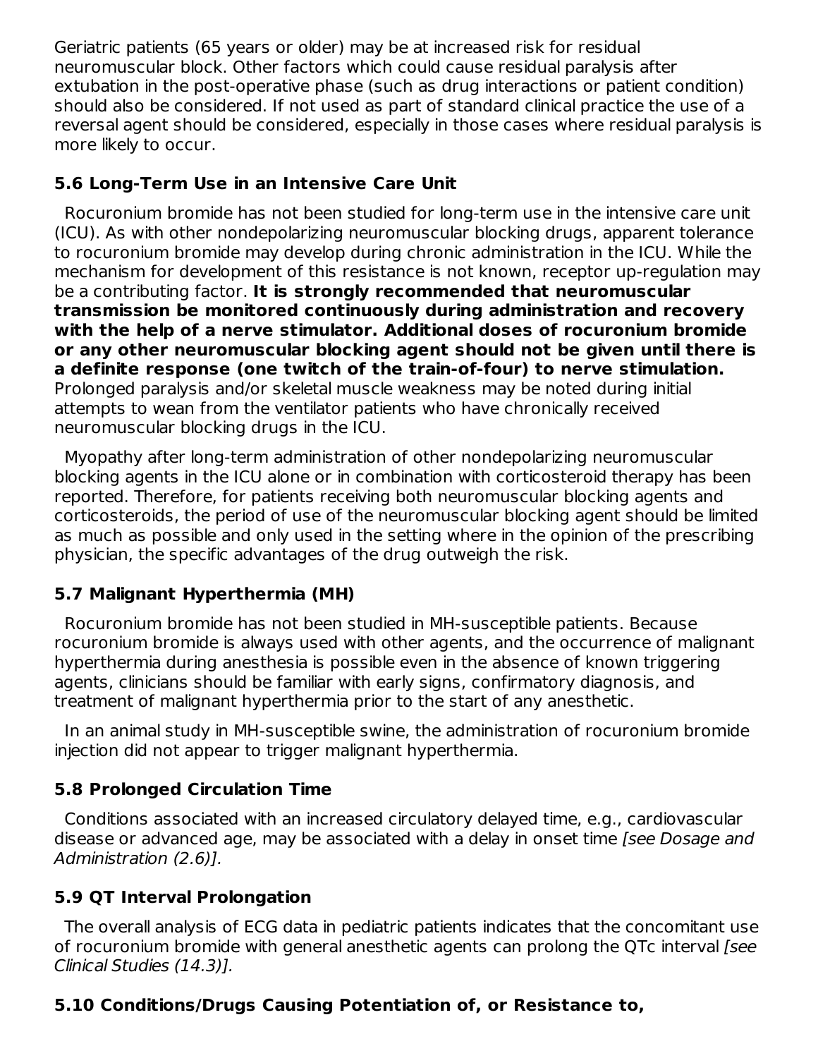Geriatric patients (65 years or older) may be at increased risk for residual neuromuscular block. Other factors which could cause residual paralysis after extubation in the post-operative phase (such as drug interactions or patient condition) should also be considered. If not used as part of standard clinical practice the use of a reversal agent should be considered, especially in those cases where residual paralysis is more likely to occur.

### 5.6 Long-Term Use in an Intensive Care Unit

Rocuronium bromide has not been studied for long-term use in the intensive care unit (ICU). As with other nondepolarizing neuromuscular blocking drugs, apparent tolerance to rocuronium bromide may develop during chronic administration in the ICU. While the mechanism for development of this resistance is not known, receptor up-regulation may be a contributing factor. **It is strongly recommended that neuromuscular transmission be monitored continuously during administration and recovery with the help of a nerve stimulator. Additional doses of rocuronium bromide or any other neuromuscular blocking agent should not be given until there is a definite response (one twitch of the train-of-four) to nerve stimulation.** Prolonged paralysis and/or skeletal muscle weakness may be noted during initial attempts to wean from the ventilator patients who have chronically received neuromuscular blocking drugs in the ICU.

Myopathy after long-term administration of other nondepolarizing neuromuscular blocking agents in the ICU alone or in combination with corticosteroid therapy has been reported. Therefore, for patients receiving both neuromuscular blocking agents and corticosteroids, the period of use of the neuromuscular blocking agent should be limited as much as possible and only used in the setting where in the opinion of the prescribing physician, the specific advantages of the drug outweigh the risk.

### 5.7 Malignant Hyperthermia (MH)

Rocuronium bromide has not been studied in MH-susceptible patients. Because rocuronium bromide is always used with other agents, and the occurrence of malignant hyperthermia during anesthesia is possible even in the absence of known triggering agents, clinicians should be familiar with early signs, confirmatory diagnosis, and treatment of malignant hyperthermia prior to the start of any anesthetic.

In an animal study in MH-susceptible swine, the administration of rocuronium bromide injection did not appear to trigger malignant hyperthermia.

### 5.8 Prolonged Circulation Time

Conditions associated with an increased circulatory delayed time, e.g., cardiovascular disease or advanced age, may be associated with a delay in onset time *[see Dosage and Administration (2.6)].*

### 5.9 QT Interval Prolongation

The overall analysis of ECG data in pediatric patients indicates that the concomitant use of rocuronium bromide with general anesthetic agents can prolong the QTc interval *[see Clinical Studies (14.3)].*

### 5.10 Conditions/Drugs Causing Potentiation of, or Resistance to,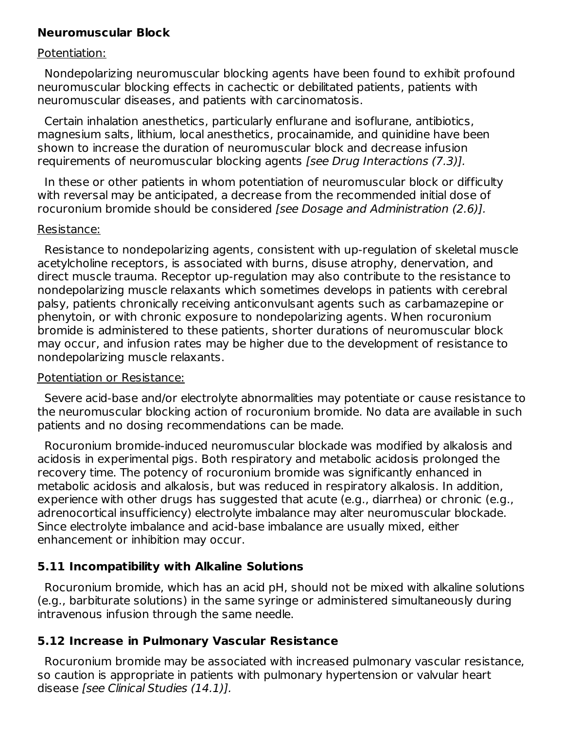**Neuromuscular Block**

Potentiation:

Nondepolarizing neuromuscular blocking agents have been found to exhibit profound neuromuscular blocking effects in cachectic or debilitated patients, patients with neuromuscular diseases, and patients with carcinomatosis.

Certain inhalation anesthetics, particularly enflurane and isoflurane, antibiotics, magnesium salts, lithium, local anesthetics, procainamide, and quinidine have been shown to increase the duration of neuromuscular block and decrease infusion requirements of neuromuscular blocking agents *[see Drug Interactions (7.3)].*

In these or other patients in whom potentiation of neuromuscular block or difficulty with reversal may be anticipated, a decrease from the recommended initial dose of rocuronium bromide should be considered *[see Dosage and Administration (2.6)].*

Resistance:

Resistance to nondepolarizing agents, consistent with up-regulation of skeletal muscle acetylcholine receptors, is associated with burns, disuse atrophy, denervation, and direct muscle trauma. Receptor up-regulation may also contribute to the resistance to nondepolarizing muscle relaxants which sometimes develops in patients with cerebral palsy, patients chronically receiving anticonvulsant agents such as carbamazepine or phenytoin, or with chronic exposure to nondepolarizing agents. When rocuronium bromide is administered to these patients, shorter durations of neuromuscular block may occur, and infusion rates may be higher due to the development of resistance to nondepolarizing muscle relaxants.

Potentiation or Resistance:

Severe acid-base and/or electrolyte abnormalities may potentiate or cause resistance to the neuromuscular blocking action of rocuronium bromide. No data are available in such patients and no dosing recommendations can be made.

Rocuronium bromide-induced neuromuscular blockade was modified by alkalosis and acidosis in experimental pigs. Both respiratory and metabolic acidosis prolonged the recovery time. The potency of rocuronium bromide was significantly enhanced in metabolic acidosis and alkalosis, but was reduced in respiratory alkalosis. In addition, experience with other drugs has suggested that acute (e.g., diarrhea) or chronic (e.g., adrenocortical insufficiency) electrolyte imbalance may alter neuromuscular blockade. Since electrolyte imbalance and acid-base imbalance are usually mixed, either enhancement or inhibition may occur.

### 5.11 Incompatibility with Alkaline Solutions

Rocuronium bromide, which has an acid pH, should not be mixed with alkaline solutions (e.g., barbiturate solutions) in the same syringe or administered simultaneously during intravenous infusion through the same needle.

### 5.12 Increase in Pulmonary Vascular Resistance

Rocuronium bromide may be associated with increased pulmonary vascular resistance, so caution is appropriate in patients with pulmonary hypertension or valvular heart disease *[see Clinical Studies (14.1)].*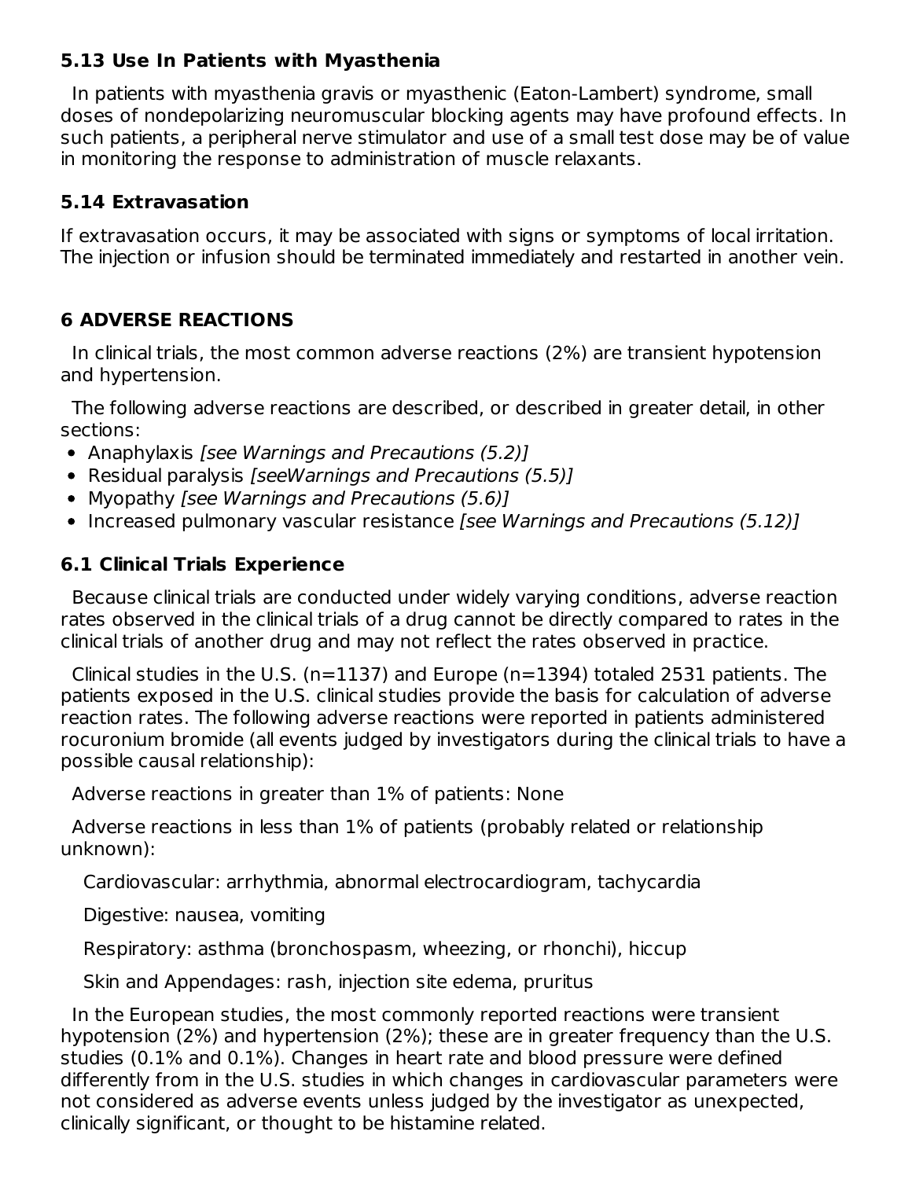### 5.13 Use In Patients with Myasthenia

In patients with myasthenia gravis or myasthenic (Eaton-Lambert) syndrome, small doses of nondepolarizing neuromuscular blocking agents may have profound effects. In such patients, a peripheral nerve stimulator and use of a small test dose may be of value in monitoring the response to administration of muscle relaxants.

### 5.14 Extravasation

If extravasation occurs, it may be associated with signs or symptoms of local irritation. The injection or infusion should be terminated immediately and restarted in another vein.

## 6 ADVERSE REACTIONS

In clinical trials, the most common adverse reactions (2%) are transient hypotension and hypertension.

The following adverse reactions are described, or described in greater detail, in other sections:

- Anaphylaxis *[see Warnings and Precautions (5.2)]*
- Residual paralysis *[seeWarnings and Precautions (5.5)]*
- Myopathy *[see Warnings and Precautions (5.6)]*
- Increased pulmonary vascular resistance *[see Warnings and Precautions (5.12)]*

### 6.1 Clinical Trials Experience

Because clinical trials are conducted under widely varying conditions, adverse reaction rates observed in the clinical trials of a drug cannot be directly compared to rates in the clinical trials of another drug and may not reflect the rates observed in practice.

Clinical studies in the U.S. (n=1137) and Europe (n=1394) totaled 2531 patients. The patients exposed in the U.S. clinical studies provide the basis for calculation of adverse reaction rates. The following adverse reactions were reported in patients administered rocuronium bromide (all events judged by investigators during the clinical trials to have a possible causal relationship):

Adverse reactions in greater than 1% of patients: None

Adverse reactions in less than 1% of patients (probably related or relationship unknown):

Cardiovascular: arrhythmia, abnormal electrocardiogram, tachycardia

Digestive: nausea, vomiting

Respiratory: asthma (bronchospasm, wheezing, or rhonchi), hiccup

Skin and Appendages: rash, injection site edema, pruritus

In the European studies, the most commonly reported reactions were transient hypotension (2%) and hypertension (2%); these are in greater frequency than the U.S. studies (0.1% and 0.1%). Changes in heart rate and blood pressure were defined differently from in the U.S. studies in which changes in cardiovascular parameters were not considered as adverse events unless judged by the investigator as unexpected, clinically significant, or thought to be histamine related.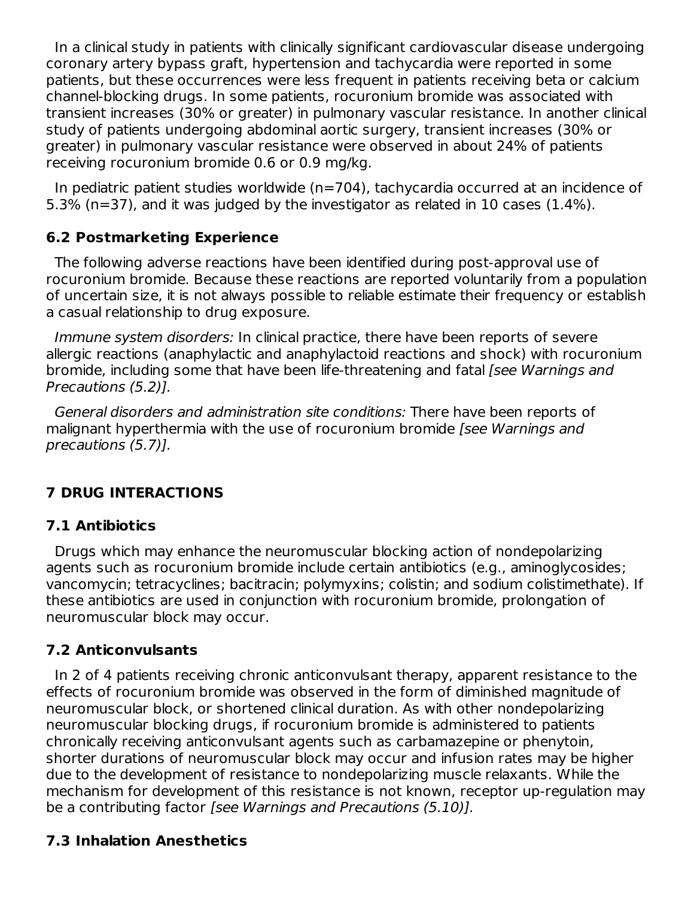In a clinical study in patients with clinically significant cardiovascular disease undergoing coronary artery bypass graft, hypertension and tachycardia were reported in some patients, but these occurrences were less frequent in patients receiving beta or calcium channel-blocking drugs. In some patients, rocuronium bromide was associated with transient increases (30% or greater) in pulmonary vascular resistance. In another clinical study of patients undergoing abdominal aortic surgery, transient increases (30% or greater) in pulmonary vascular resistance were observed in about 24% of patients receiving rocuronium bromide 0.6 or 0.9 mg/kg.

In pediatric patient studies worldwide (n=704), tachycardia occurred at an incidence of 5.3% (n=37), and it was judged by the investigator as related in 10 cases (1.4%).

### 6.2 Postmarketing Experience

The following adverse reactions have been identified during post-approval use of rocuronium bromide. Because these reactions are reported voluntarily from a population of uncertain size, it is not always possible to reliable estimate their frequency or establish a casual relationship to drug exposure.

*Immune system disorders:* In clinical practice, there have been reports of severe allergic reactions (anaphylactic and anaphylactoid reactions and shock) with rocuronium bromide, including some that have been life-threatening and fatal *[see Warnings and Precautions (5.2)].*

*General disorders and administration site conditions:* There have been reports of malignant hyperthermia with the use of rocuronium bromide *[see Warnings and precautions (5.7)].*

## 7 DRUG INTERACTIONS

### 7.1 Antibiotics

Drugs which may enhance the neuromuscular blocking action of nondepolarizing agents such as rocuronium bromide include certain antibiotics (e.g., aminoglycosides; vancomycin; tetracyclines; bacitracin; polymyxins; colistin; and sodium colistimethate). If these antibiotics are used in conjunction with rocuronium bromide, prolongation of neuromuscular block may occur.

### 7.2 Anticonvulsants

In 2 of 4 patients receiving chronic anticonvulsant therapy, apparent resistance to the effects of rocuronium bromide was observed in the form of diminished magnitude of neuromuscular block, or shortened clinical duration. As with other nondepolarizing neuromuscular blocking drugs, if rocuronium bromide is administered to patients chronically receiving anticonvulsant agents such as carbamazepine or phenytoin, shorter durations of neuromuscular block may occur and infusion rates may be higher due to the development of resistance to nondepolarizing muscle relaxants. While the mechanism for development of this resistance is not known, receptor up-regulation may be a contributing factor *[see Warnings and Precautions (5.10)].*

### 7.3 Inhalation Anesthetics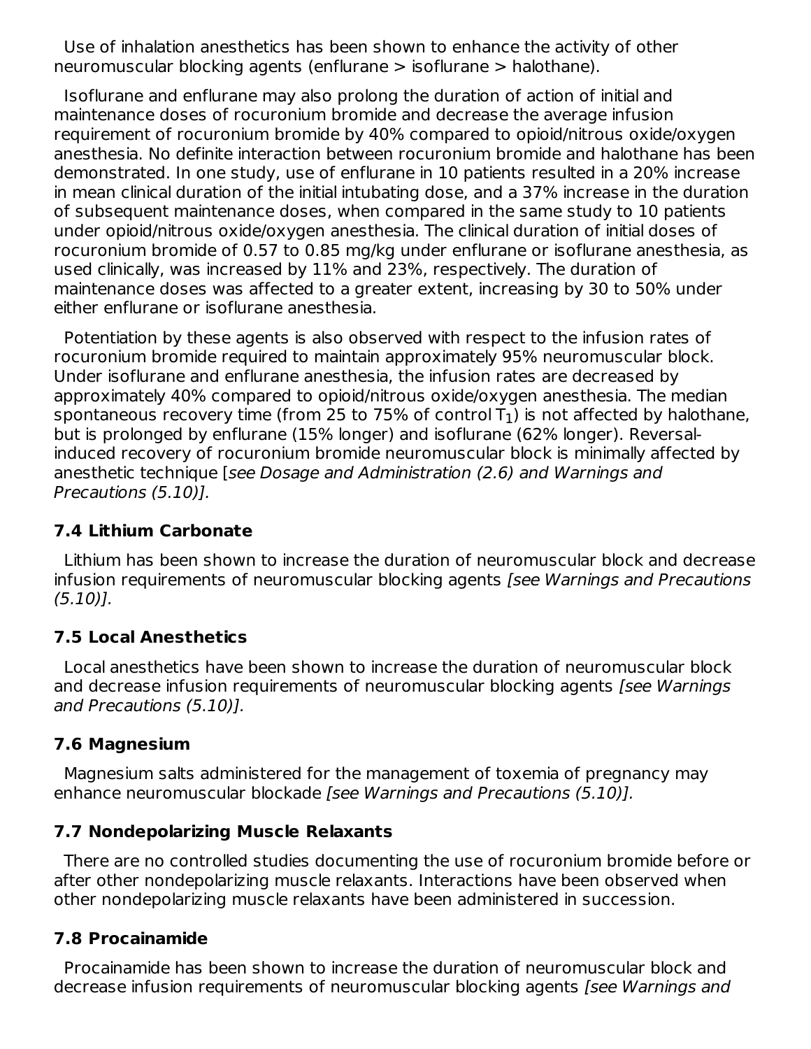Use of inhalation anesthetics has been shown to enhance the activity of other neuromuscular blocking agents (enflurane > isoflurane > halothane).

Isoflurane and enflurane may also prolong the duration of action of initial and maintenance doses of rocuronium bromide and decrease the average infusion requirement of rocuronium bromide by 40% compared to opioid/nitrous oxide/oxygen anesthesia. No definite interaction between rocuronium bromide and halothane has been demonstrated. In one study, use of enflurane in 10 patients resulted in a 20% increase in mean clinical duration of the initial intubating dose, and a 37% increase in the duration of subsequent maintenance doses, when compared in the same study to 10 patients under opioid/nitrous oxide/oxygen anesthesia. The clinical duration of initial doses of rocuronium bromide of 0.57 to 0.85 mg/kg under enflurane or isoflurane anesthesia, as used clinically, was increased by 11% and 23%, respectively. The duration of maintenance doses was affected to a greater extent, increasing by 30 to 50% under either enflurane or isoflurane anesthesia.

Potentiation by these agents is also observed with respect to the infusion rates of rocuronium bromide required to maintain approximately 95% neuromuscular block. Under isoflurane and enflurane anesthesia, the infusion rates are decreased by approximately 40% compared to opioid/nitrous oxide/oxygen anesthesia. The median spontaneous recovery time (from 25 to 75% of control $T_1$) is not affected by halothane, but is prolonged by enflurane (15% longer) and isoflurane (62% longer). Reversal-induced recovery of rocuronium bromide neuromuscular block is minimally affected by anesthetic technique [*see Dosage and Administration (2.6) and Warnings and Precautions (5.10)*].

### 7.4 Lithium Carbonate

Lithium has been shown to increase the duration of neuromuscular block and decrease infusion requirements of neuromuscular blocking agents *[see Warnings and Precautions (5.10)]*.

### 7.5 Local Anesthetics

Local anesthetics have been shown to increase the duration of neuromuscular block and decrease infusion requirements of neuromuscular blocking agents *[see Warnings and Precautions (5.10)]*.

### 7.6 Magnesium

Magnesium salts administered for the management of toxemia of pregnancy may enhance neuromuscular blockade *[see Warnings and Precautions (5.10)]*.

### 7.7 Nondepolarizing Muscle Relaxants

There are no controlled studies documenting the use of rocuronium bromide before or after other nondepolarizing muscle relaxants. Interactions have been observed when other nondepolarizing muscle relaxants have been administered in succession.

### 7.8 Procainamide

Procainamide has been shown to increase the duration of neuromuscular block and decrease infusion requirements of neuromuscular blocking agents *[see Warnings and*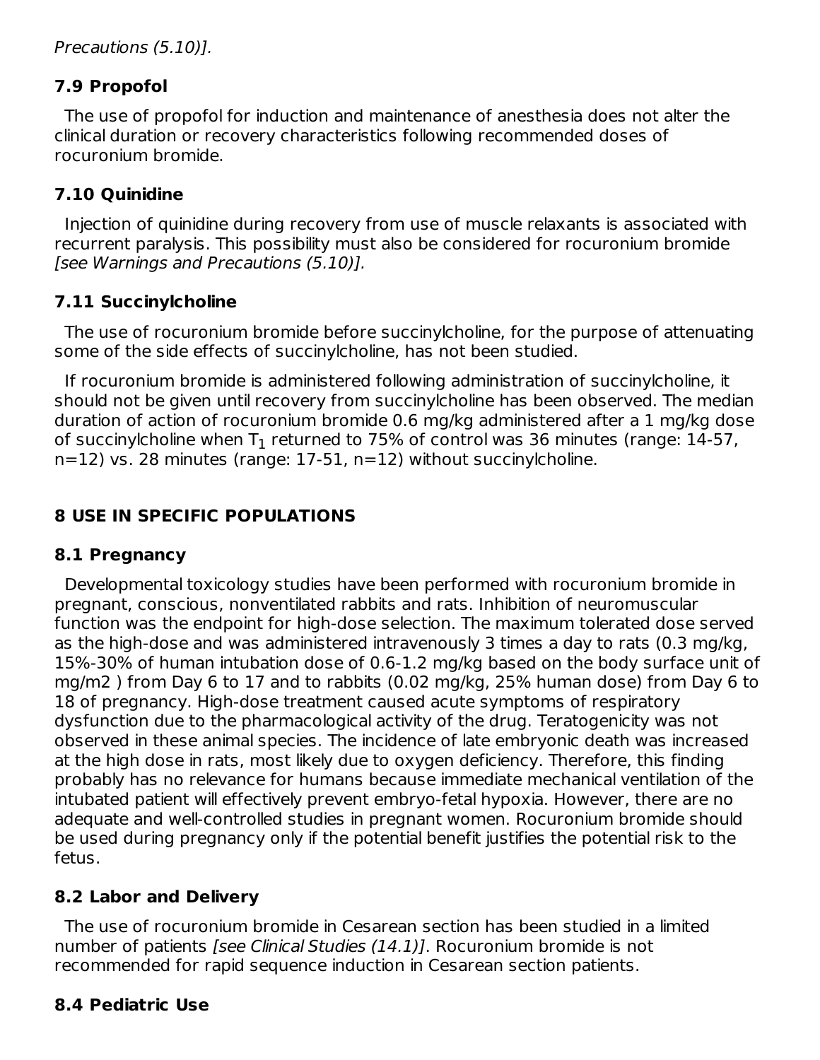*Precautions (5.10)].*

### 7.9 Propofol

The use of propofol for induction and maintenance of anesthesia does not alter the clinical duration or recovery characteristics following recommended doses of rocuronium bromide.

### 7.10 Quinidine

Injection of quinidine during recovery from use of muscle relaxants is associated with recurrent paralysis. This possibility must also be considered for rocuronium bromide *[see Warnings and Precautions (5.10)].*

### 7.11 Succinylcholine

The use of rocuronium bromide before succinylcholine, for the purpose of attenuating some of the side effects of succinylcholine, has not been studied.

If rocuronium bromide is administered following administration of succinylcholine, it should not be given until recovery from succinylcholine has been observed. The median duration of action of rocuronium bromide 0.6 mg/kg administered after a 1 mg/kg dose of succinylcholine when $T_1$ returned to 75% of control was 36 minutes (range: 14-57, n=12) vs. 28 minutes (range: 17-51, n=12) without succinylcholine.

## 8 USE IN SPECIFIC POPULATIONS

### 8.1 Pregnancy

Developmental toxicology studies have been performed with rocuronium bromide in pregnant, conscious, nonventilated rabbits and rats. Inhibition of neuromuscular function was the endpoint for high-dose selection. The maximum tolerated dose served as the high-dose and was administered intravenously 3 times a day to rats (0.3 mg/kg, 15%-30% of human intubation dose of 0.6-1.2 mg/kg based on the body surface unit of mg/m2 ) from Day 6 to 17 and to rabbits (0.02 mg/kg, 25% human dose) from Day 6 to 18 of pregnancy. High-dose treatment caused acute symptoms of respiratory dysfunction due to the pharmacological activity of the drug. Teratogenicity was not observed in these animal species. The incidence of late embryonic death was increased at the high dose in rats, most likely due to oxygen deficiency. Therefore, this finding probably has no relevance for humans because immediate mechanical ventilation of the intubated patient will effectively prevent embryo-fetal hypoxia. However, there are no adequate and well-controlled studies in pregnant women. Rocuronium bromide should be used during pregnancy only if the potential benefit justifies the potential risk to the fetus.

### 8.2 Labor and Delivery

The use of rocuronium bromide in Cesarean section has been studied in a limited number of patients *[see Clinical Studies (14.1)]*. Rocuronium bromide is not recommended for rapid sequence induction in Cesarean section patients.

### 8.4 Pediatric Use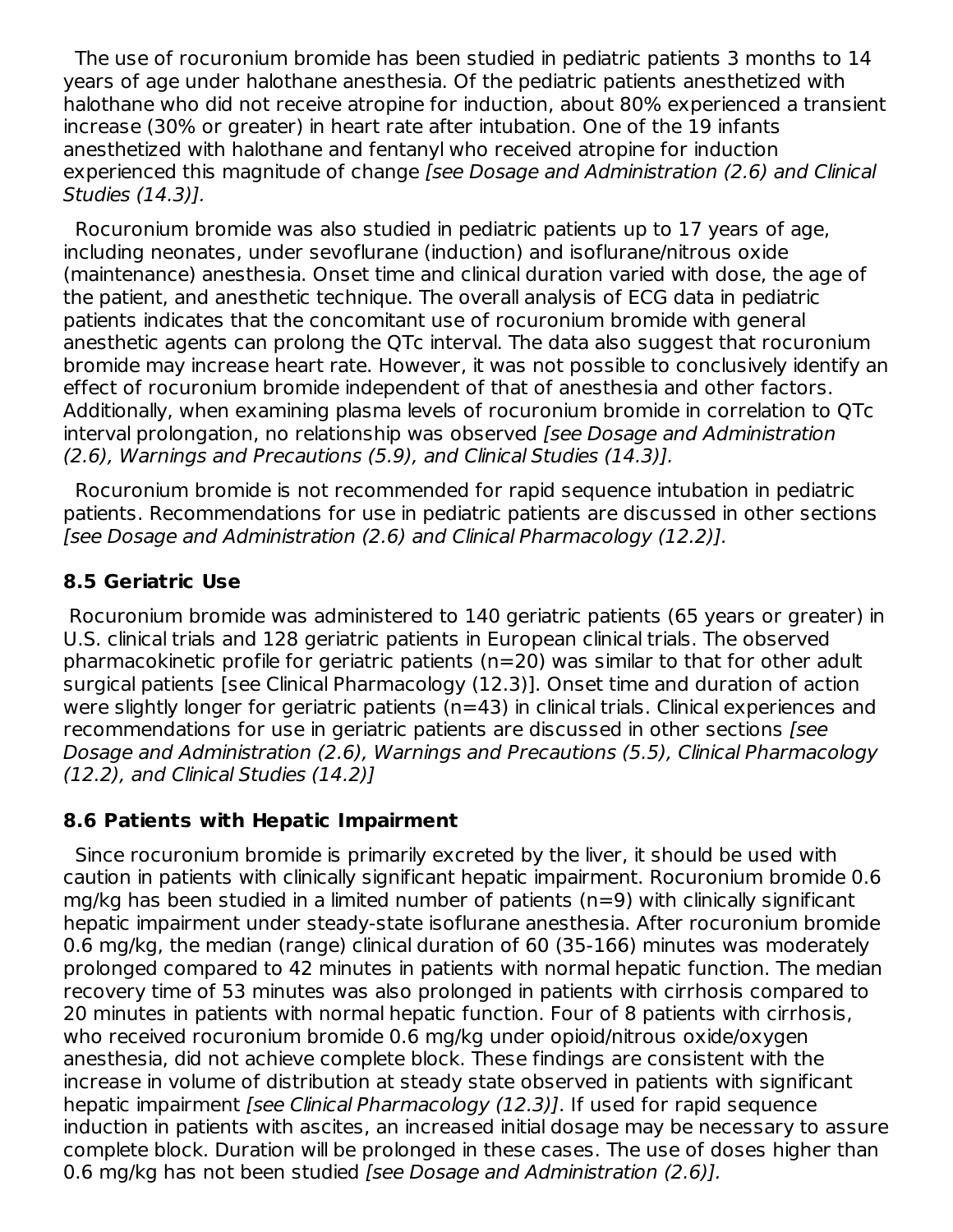The use of rocuronium bromide has been studied in pediatric patients 3 months to 14 years of age under halothane anesthesia. Of the pediatric patients anesthetized with halothane who did not receive atropine for induction, about 80% experienced a transient increase (30% or greater) in heart rate after intubation. One of the 19 infants anesthetized with halothane and fentanyl who received atropine for induction experienced this magnitude of change *[see Dosage and Administration (2.6) and Clinical Studies (14.3)].*

Rocuronium bromide was also studied in pediatric patients up to 17 years of age, including neonates, under sevoflurane (induction) and isoflurane/nitrous oxide (maintenance) anesthesia. Onset time and clinical duration varied with dose, the age of the patient, and anesthetic technique. The overall analysis of ECG data in pediatric patients indicates that the concomitant use of rocuronium bromide with general anesthetic agents can prolong the QTc interval. The data also suggest that rocuronium bromide may increase heart rate. However, it was not possible to conclusively identify an effect of rocuronium bromide independent of that of anesthesia and other factors. Additionally, when examining plasma levels of rocuronium bromide in correlation to QTc interval prolongation, no relationship was observed *[see Dosage and Administration (2.6), Warnings and Precautions (5.9), and Clinical Studies (14.3)].*

Rocuronium bromide is not recommended for rapid sequence intubation in pediatric patients. Recommendations for use in pediatric patients are discussed in other sections *[see Dosage and Administration (2.6) and Clinical Pharmacology (12.2)].*

### 8.5 Geriatric Use

Rocuronium bromide was administered to 140 geriatric patients (65 years or greater) in U.S. clinical trials and 128 geriatric patients in European clinical trials. The observed pharmacokinetic profile for geriatric patients (n=20) was similar to that for other adult surgical patients [see Clinical Pharmacology (12.3)]. Onset time and duration of action were slightly longer for geriatric patients (n=43) in clinical trials. Clinical experiences and recommendations for use in geriatric patients are discussed in other sections *[see Dosage and Administration (2.6), Warnings and Precautions (5.5), Clinical Pharmacology (12.2), and Clinical Studies (14.2)]*

### 8.6 Patients with Hepatic Impairment

Since rocuronium bromide is primarily excreted by the liver, it should be used with caution in patients with clinically significant hepatic impairment. Rocuronium bromide 0.6 mg/kg has been studied in a limited number of patients (n=9) with clinically significant hepatic impairment under steady-state isoflurane anesthesia. After rocuronium bromide 0.6 mg/kg, the median (range) clinical duration of 60 (35-166) minutes was moderately prolonged compared to 42 minutes in patients with normal hepatic function. The median recovery time of 53 minutes was also prolonged in patients with cirrhosis compared to 20 minutes in patients with normal hepatic function. Four of 8 patients with cirrhosis, who received rocuronium bromide 0.6 mg/kg under opioid/nitrous oxide/oxygen anesthesia, did not achieve complete block. These findings are consistent with the increase in volume of distribution at steady state observed in patients with significant hepatic impairment *[see Clinical Pharmacology (12.3)]*. If used for rapid sequence induction in patients with ascites, an increased initial dosage may be necessary to assure complete block. Duration will be prolonged in these cases. The use of doses higher than 0.6 mg/kg has not been studied *[see Dosage and Administration (2.6)].*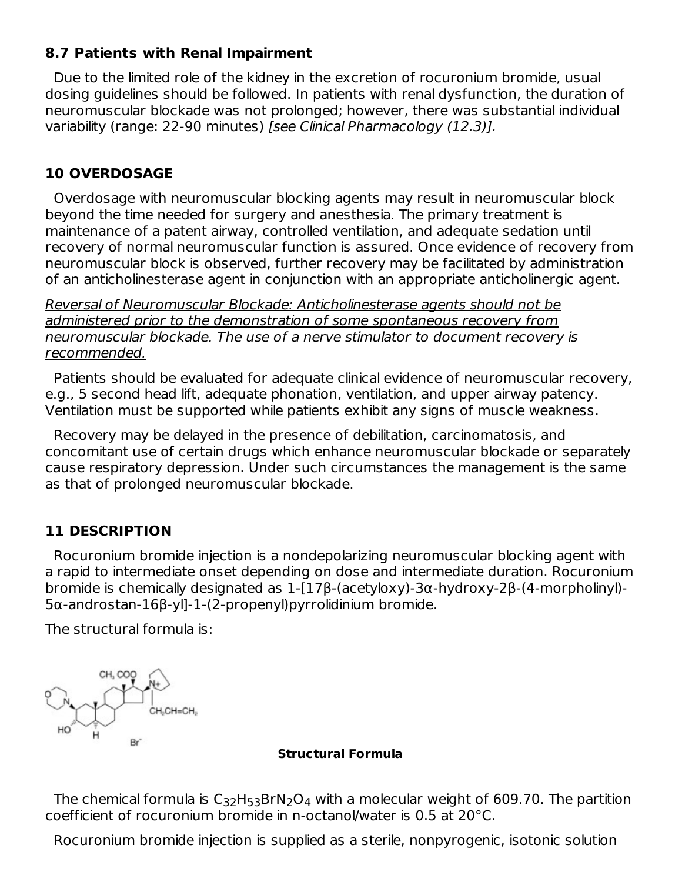### 8.7 Patients with Renal Impairment

Due to the limited role of the kidney in the excretion of rocuronium bromide, usual dosing guidelines should be followed. In patients with renal dysfunction, the duration of neuromuscular blockade was not prolonged; however, there was substantial individual variability (range: 22-90 minutes) *[see Clinical Pharmacology (12.3)]*.

## 10 OVERDOSAGE

Overdosage with neuromuscular blocking agents may result in neuromuscular block beyond the time needed for surgery and anesthesia. The primary treatment is maintenance of a patent airway, controlled ventilation, and adequate sedation until recovery of normal neuromuscular function is assured. Once evidence of recovery from neuromuscular block is observed, further recovery may be facilitated by administration of an anticholinesterase agent in conjunction with an appropriate anticholinergic agent.

*Reversal of Neuromuscular Blockade: Anticholinesterase agents should not be administered prior to the demonstration of some spontaneous recovery from neuromuscular blockade. The use of a nerve stimulator to document recovery is recommended.*

Patients should be evaluated for adequate clinical evidence of neuromuscular recovery, e.g., 5 second head lift, adequate phonation, ventilation, and upper airway patency. Ventilation must be supported while patients exhibit any signs of muscle weakness.

Recovery may be delayed in the presence of debilitation, carcinomatosis, and concomitant use of certain drugs which enhance neuromuscular blockade or separately cause respiratory depression. Under such circumstances the management is the same as that of prolonged neuromuscular blockade.

## 11 DESCRIPTION

Rocuronium bromide injection is a nondepolarizing neuromuscular blocking agent with a rapid to intermediate onset depending on dose and intermediate duration. Rocuronium bromide is chemically designated as 1-[17β-(acetyloxy)-3α-hydroxy-2β-(4-morpholinyl)-5α-androstan-16β-yl]-1-(2-propenyl)pyrrolidinium bromide.

The structural formula is:

**Structural Formula**

The chemical formula is $C_{32}H_{53}BrN_2O_4$ with a molecular weight of 609.70. The partition coefficient of rocuronium bromide in n-octanol/water is 0.5 at 20°C.

Rocuronium bromide injection is supplied as a sterile, nonpyrogenic, isotonic solution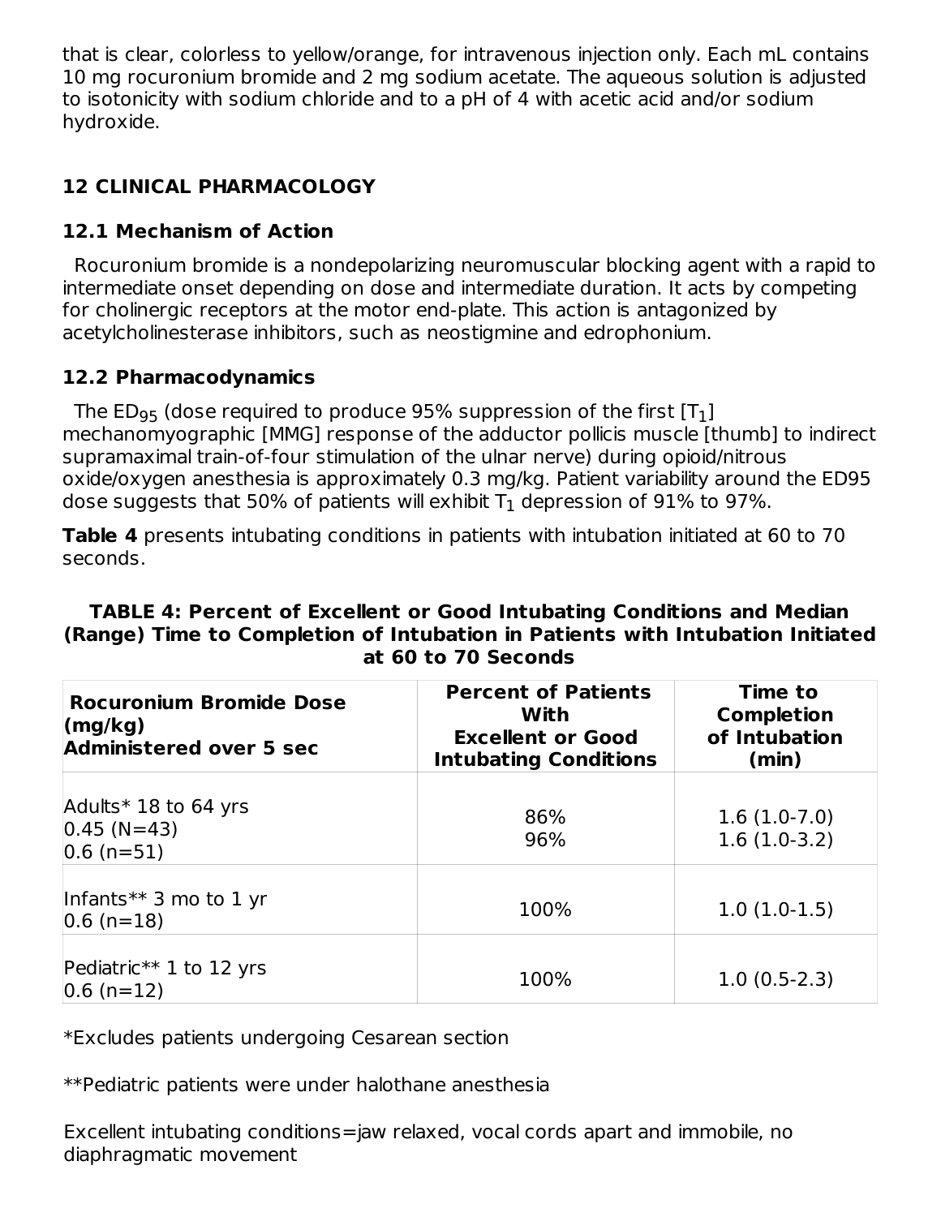that is clear, colorless to yellow/orange, for intravenous injection only. Each mL contains 10 mg rocuronium bromide and 2 mg sodium acetate. The aqueous solution is adjusted to isotonicity with sodium chloride and to a pH of 4 with acetic acid and/or sodium hydroxide.

## 12 CLINICAL PHARMACOLOGY

### 12.1 Mechanism of Action

Rocuronium bromide is a nondepolarizing neuromuscular blocking agent with a rapid to intermediate onset depending on dose and intermediate duration. It acts by competing for cholinergic receptors at the motor end-plate. This action is antagonized by acetylcholinesterase inhibitors, such as neostigmine and edrophonium.

### 12.2 Pharmacodynamics

The $ED_{95}$ (dose required to produce 95% suppression of the first [$T_1$] mechanomyographic [MMG] response of the adductor pollicis muscle [thumb] to indirect supramaximal train-of-four stimulation of the ulnar nerve) during opioid/nitrous oxide/oxygen anesthesia is approximately 0.3 mg/kg. Patient variability around the ED95 dose suggests that 50% of patients will exhibit $T_1$ depression of 91% to 97%.

**Table 4** presents intubating conditions in patients with intubation initiated at 60 to 70 seconds.

**TABLE 4: Percent of Excellent or Good Intubating Conditions and Median (Range) Time to Completion of Intubation in Patients with Intubation Initiated at 60 to 70 Seconds**

| Rocuronium Bromide Dose (mg/kg) Administered over 5 sec | Percent of Patients With Excellent or Good Intubating Conditions | Time to Completion of Intubation (min) |
|---|---|---|
| Adults* 18 to 64 yrs | | |
| 0.45 (N=43) | 86% | 1.6 (1.0-7.0) |
| 0.6 (n=51) | 96% | 1.6 (1.0-3.2) |
| Infants** 3 mo to 1 yr<br>0.6 (n=18) | 100% | 1.0 (1.0-1.5) |
| Pediatric** 1 to 12 yrs<br>0.6 (n=12) | 100% | 1.0 (0.5-2.3) |

*Excludes patients undergoing Cesarean section

**Pediatric patients were under halothane anesthesia

Excellent intubating conditions=jaw relaxed, vocal cords apart and immobile, no diaphragmatic movement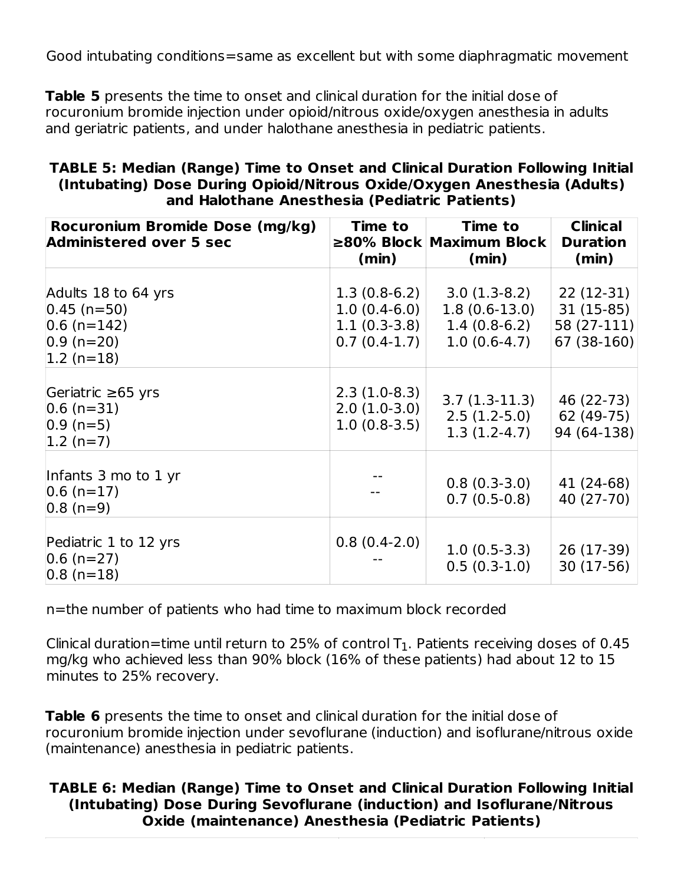Good intubating conditions=same as excellent but with some diaphragmatic movement

**Table 5** presents the time to onset and clinical duration for the initial dose of rocuronium bromide injection under opioid/nitrous oxide/oxygen anesthesia in adults and geriatric patients, and under halothane anesthesia in pediatric patients.

**TABLE 5: Median (Range) Time to Onset and Clinical Duration Following Initial (Intubating) Dose During Opioid/Nitrous Oxide/Oxygen Anesthesia (Adults) and Halothane Anesthesia (Pediatric Patients)**

| Rocuronium Bromide Dose (mg/kg) Administered over 5 sec | Time to ≥80% Block (min) | Time to Maximum Block (min) | Clinical Duration (min) |
|---|---|---|---|
| Adults 18 to 64 yrs | | | |
| 0.45 (n=50) | 1.3 (0.8-6.2) | 3.0 (1.3-8.2) | 22 (12-31) |
| 0.6 (n=142) | 1.0 (0.4-6.0) | 1.8 (0.6-13.0) | 31 (15-85) |
| 0.9 (n=20) | 1.1 (0.3-3.8) | 1.4 (0.8-6.2) | 58 (27-111) |
| 1.2 (n=18) | 0.7 (0.4-1.7) | 1.0 (0.6-4.7) | 67 (38-160) |
| Geriatric ≥65 yrs | | | |
| 0.6 (n=31) | 2.3 (1.0-8.3) | 3.7 (1.3-11.3) | 46 (22-73) |
| 0.9 (n=5) | 2.0 (1.0-3.0) | 2.5 (1.2-5.0) | 62 (49-75) |
| 1.2 (n=7) | 1.0 (0.8-3.5) | 1.3 (1.2-4.7) | 94 (64-138) |
| Infants 3 mo to 1 yr | | | |
| 0.6 (n=17) | -- | 0.8 (0.3-3.0) | 41 (24-68) |
| 0.8 (n=9) | -- | 0.7 (0.5-0.8) | 40 (27-70) |
| Pediatric 1 to 12 yrs | | | |
| 0.6 (n=27) | 0.8 (0.4-2.0) | 1.0 (0.5-3.3) | 26 (17-39) |
| 0.8 (n=18) | -- | 0.5 (0.3-1.0) | 30 (17-56) |

n=the number of patients who had time to maximum block recorded

Clinical duration=time until return to 25% of control $T_1$. Patients receiving doses of 0.45 mg/kg who achieved less than 90% block (16% of these patients) had about 12 to 15 minutes to 25% recovery.

**Table 6** presents the time to onset and clinical duration for the initial dose of rocuronium bromide injection under sevoflurane (induction) and isoflurane/nitrous oxide (maintenance) anesthesia in pediatric patients.

**TABLE 6: Median (Range) Time to Onset and Clinical Duration Following Initial (Intubating) Dose During Sevoflurane (induction) and Isoflurane/Nitrous Oxide (maintenance) Anesthesia (Pediatric Patients)**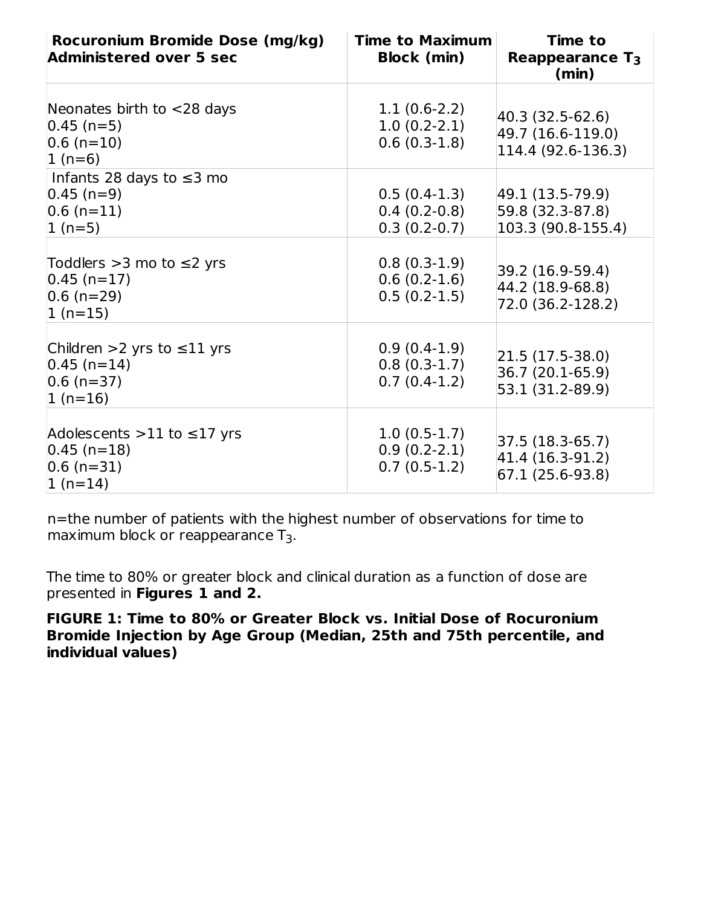| Rocuronium Bromide Dose (mg/kg) Administered over 5 sec | Time to Maximum Block (min) | Time to Reappearance $T_3$ (min) |
|---|---|---|
| Neonates birth to <28 days | | |
| 0.45 (n=5) | 1.1 (0.6-2.2) | 40.3 (32.5-62.6) |
| 0.6 (n=10) | 1.0 (0.2-2.1) | 49.7 (16.6-119.0) |
| 1 (n=6) | 0.6 (0.3-1.8) | 114.4 (92.6-136.3) |
| Infants 28 days to ≤3 mo | | |
| 0.45 (n=9) | 0.5 (0.4-1.3) | 49.1 (13.5-79.9) |
| 0.6 (n=11) | 0.4 (0.2-0.8) | 59.8 (32.3-87.8) |
| 1 (n=5) | 0.3 (0.2-0.7) | 103.3 (90.8-155.4) |
| Toddlers >3 mo to ≤2 yrs | | |
| 0.45 (n=17) | 0.8 (0.3-1.9) | 39.2 (16.9-59.4) |
| 0.6 (n=29) | 0.6 (0.2-1.6) | 44.2 (18.9-68.8) |
| 1 (n=15) | 0.5 (0.2-1.5) | 72.0 (36.2-128.2) |
| Children >2 yrs to ≤11 yrs | | |
| 0.45 (n=14) | 0.9 (0.4-1.9) | 21.5 (17.5-38.0) |
| 0.6 (n=37) | 0.8 (0.3-1.7) | 36.7 (20.1-65.9) |
| 1 (n=16) | 0.7 (0.4-1.2) | 53.1 (31.2-89.9) |
| Adolescents >11 to ≤17 yrs | | |
| 0.45 (n=18) | 1.0 (0.5-1.7) | 37.5 (18.3-65.7) |
| 0.6 (n=31) | 0.9 (0.2-2.1) | 41.4 (16.3-91.2) |
| 1 (n=14) | 0.7 (0.5-1.2) | 67.1 (25.6-93.8) |

n=the number of patients with the highest number of observations for time to maximum block or reappearance $T_3$.

The time to 80% or greater block and clinical duration as a function of dose are presented in **Figures 1 and 2.**

**FIGURE 1: Time to 80% or Greater Block vs. Initial Dose of Rocuronium Bromide Injection by Age Group (Median, 25th and 75th percentile, and individual values)**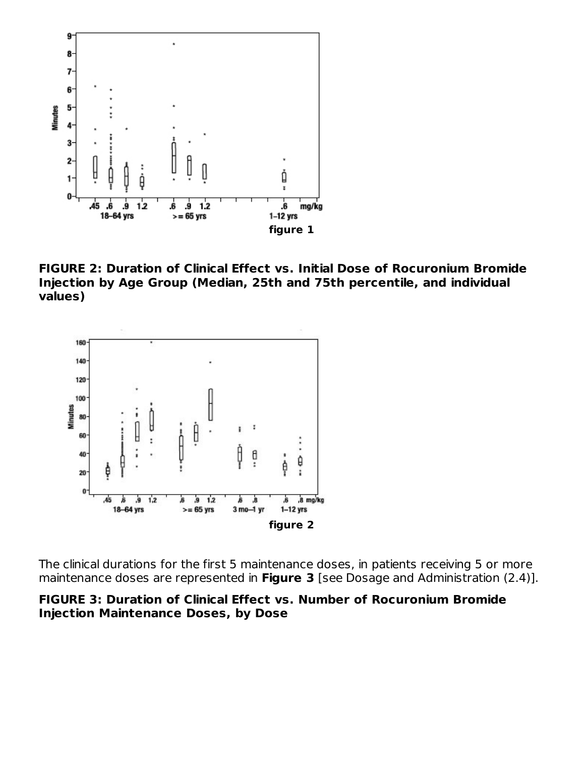figure 1

**FIGURE 2: Duration of Clinical Effect vs. Initial Dose of Rocuronium Bromide Injection by Age Group (Median, 25th and 75th percentile, and individual values)**

figure 2

The clinical durations for the first 5 maintenance doses, in patients receiving 5 or more maintenance doses are represented in **Figure 3** [see Dosage and Administration (2.4)].

**FIGURE 3: Duration of Clinical Effect vs. Number of Rocuronium Bromide Injection Maintenance Doses, by Dose**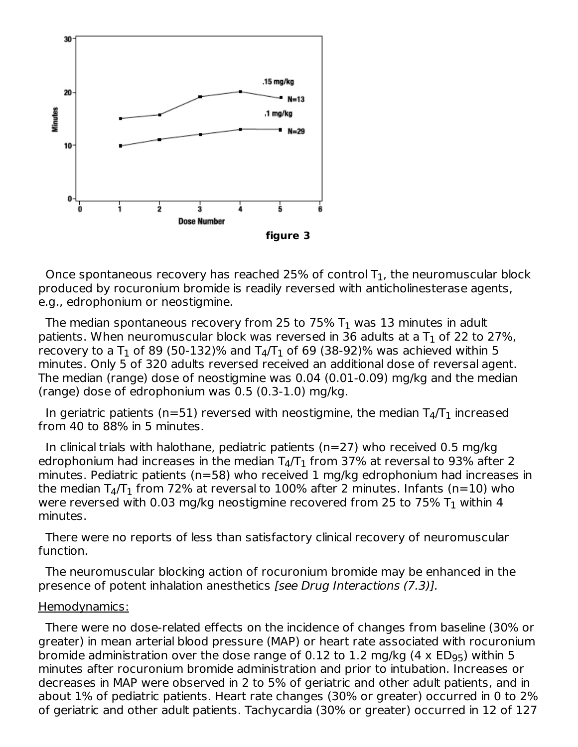figure 3

Once spontaneous recovery has reached 25% of control $T_1$, the neuromuscular block produced by rocuronium bromide is readily reversed with anticholinesterase agents, e.g., edrophonium or neostigmine.

The median spontaneous recovery from 25 to 75% $T_1$ was 13 minutes in adult patients. When neuromuscular block was reversed in 36 adults at a $T_1$ of 22 to 27%, recovery to a $T_1$ of 89 (50-132)% and $T_4/T_1$ of 69 (38-92)% was achieved within 5 minutes. Only 5 of 320 adults reversed received an additional dose of reversal agent. The median (range) dose of neostigmine was 0.04 (0.01-0.09) mg/kg and the median (range) dose of edrophonium was 0.5 (0.3-1.0) mg/kg.

In geriatric patients (n=51) reversed with neostigmine, the median $T_4/T_1$ increased from 40 to 88% in 5 minutes.

In clinical trials with halothane, pediatric patients (n=27) who received 0.5 mg/kg edrophonium had increases in the median $T_4/T_1$ from 37% at reversal to 93% after 2 minutes. Pediatric patients (n=58) who received 1 mg/kg edrophonium had increases in the median $T_4/T_1$ from 72% at reversal to 100% after 2 minutes. Infants (n=10) who were reversed with 0.03 mg/kg neostigmine recovered from 25 to 75% $T_1$ within 4 minutes.

There were no reports of less than satisfactory clinical recovery of neuromuscular function.

The neuromuscular blocking action of rocuronium bromide may be enhanced in the presence of potent inhalation anesthetics *[see Drug Interactions (7.3)].*

Hemodynamics:

There were no dose-related effects on the incidence of changes from baseline (30% or greater) in mean arterial blood pressure (MAP) or heart rate associated with rocuronium bromide administration over the dose range of 0.12 to 1.2 mg/kg (4 x $ED_{95}$) within 5 minutes after rocuronium bromide administration and prior to intubation. Increases or decreases in MAP were observed in 2 to 5% of geriatric and other adult patients, and in about 1% of pediatric patients. Heart rate changes (30% or greater) occurred in 0 to 2% of geriatric and other adult patients. Tachycardia (30% or greater) occurred in 12 of 127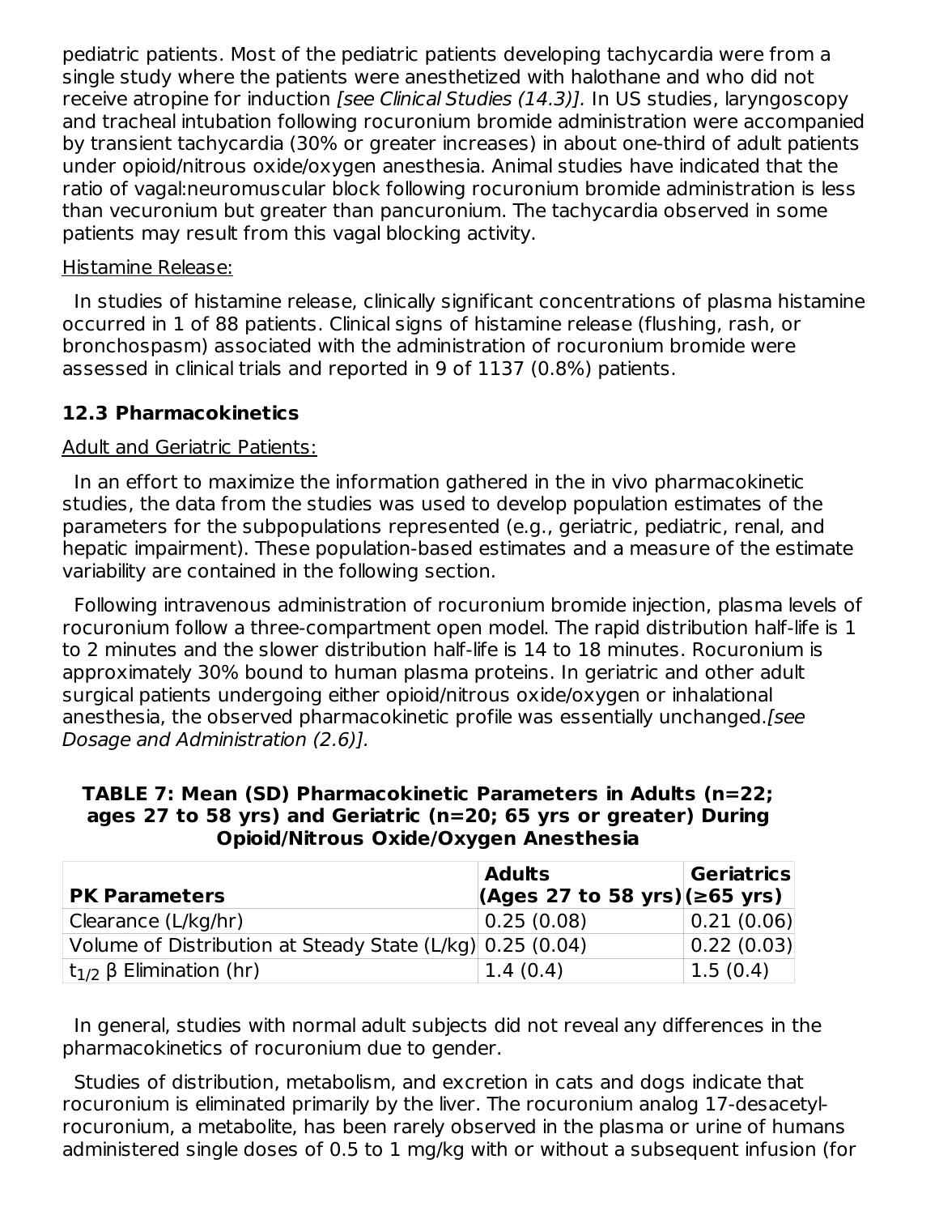pediatric patients. Most of the pediatric patients developing tachycardia were from a single study where the patients were anesthetized with halothane and who did not receive atropine for induction *[see Clinical Studies (14.3)]*. In US studies, laryngoscopy and tracheal intubation following rocuronium bromide administration were accompanied by transient tachycardia (30% or greater increases) in about one-third of adult patients under opioid/nitrous oxide/oxygen anesthesia. Animal studies have indicated that the ratio of vagal:neuromuscular block following rocuronium bromide administration is less than vecuronium but greater than pancuronium. The tachycardia observed in some patients may result from this vagal blocking activity.

Histamine Release:

In studies of histamine release, clinically significant concentrations of plasma histamine occurred in 1 of 88 patients. Clinical signs of histamine release (flushing, rash, or bronchospasm) associated with the administration of rocuronium bromide were assessed in clinical trials and reported in 9 of 1137 (0.8%) patients.

### 12.3 Pharmacokinetics

Adult and Geriatric Patients:

In an effort to maximize the information gathered in the in vivo pharmacokinetic studies, the data from the studies was used to develop population estimates of the parameters for the subpopulations represented (e.g., geriatric, pediatric, renal, and hepatic impairment). These population-based estimates and a measure of the estimate variability are contained in the following section.

Following intravenous administration of rocuronium bromide injection, plasma levels of rocuronium follow a three-compartment open model. The rapid distribution half-life is 1 to 2 minutes and the slower distribution half-life is 14 to 18 minutes. Rocuronium is approximately 30% bound to human plasma proteins. In geriatric and other adult surgical patients undergoing either opioid/nitrous oxide/oxygen or inhalational anesthesia, the observed pharmacokinetic profile was essentially unchanged.*[see Dosage and Administration (2.6)]*.

**TABLE 7: Mean (SD) Pharmacokinetic Parameters in Adults (n=22; ages 27 to 58 yrs) and Geriatric (n=20; 65 yrs or greater) During Opioid/Nitrous Oxide/Oxygen Anesthesia**

| PK Parameters | Adults (Ages 27 to 58 yrs) | Geriatrics (≥65 yrs) |
|---|---|---|
| Clearance (L/kg/hr) | 0.25 (0.08) | 0.21 (0.06) |
| Volume of Distribution at Steady State (L/kg) | 0.25 (0.04) | 0.22 (0.03) |
| $t_{1/2}$ β Elimination (hr) | 1.4 (0.4) | 1.5 (0.4) |

In general, studies with normal adult subjects did not reveal any differences in the pharmacokinetics of rocuronium due to gender.

Studies of distribution, metabolism, and excretion in cats and dogs indicate that rocuronium is eliminated primarily by the liver. The rocuronium analog 17-desacetyl-rocuronium, a metabolite, has been rarely observed in the plasma or urine of humans administered single doses of 0.5 to 1 mg/kg with or without a subsequent infusion (for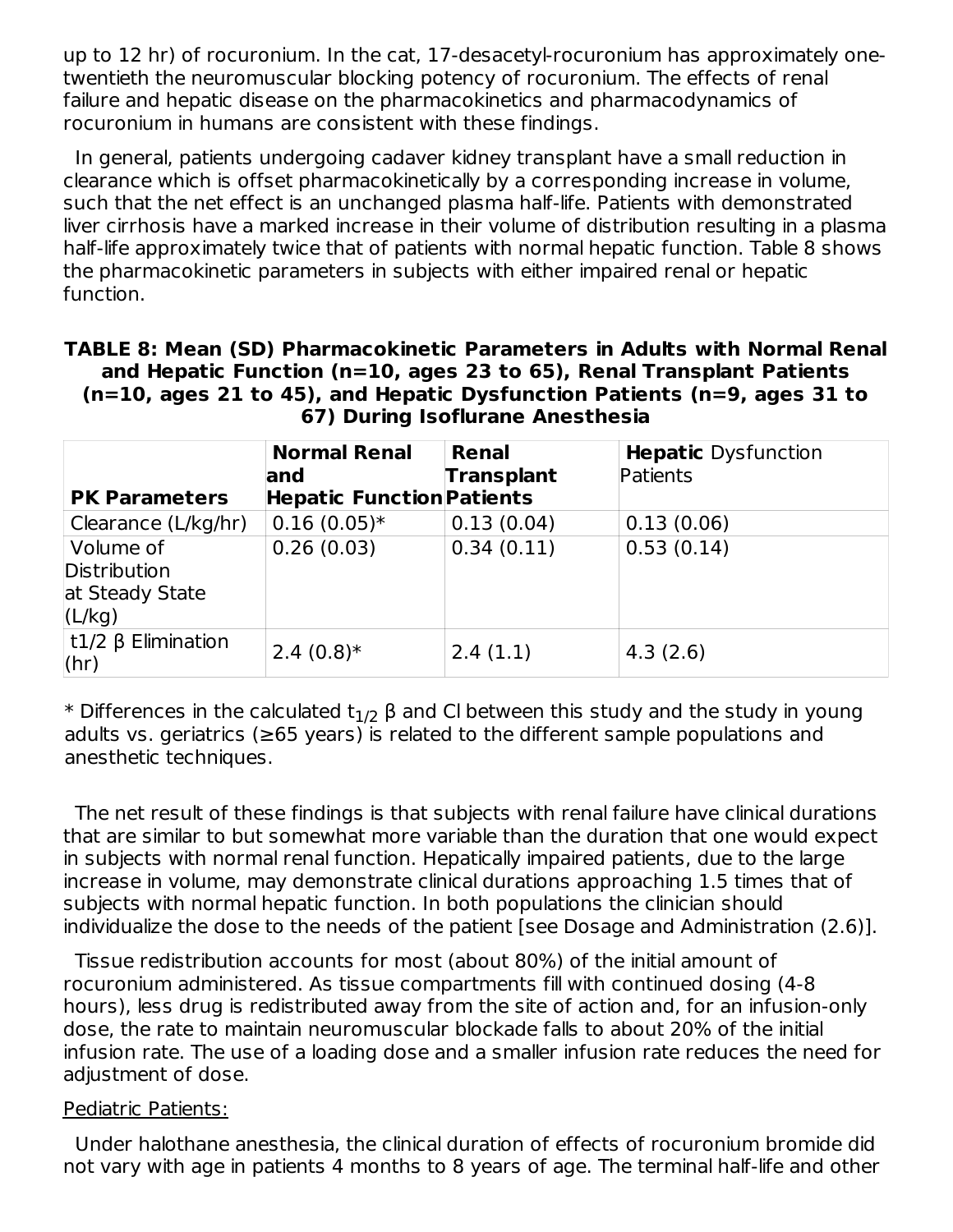up to 12 hr) of rocuronium. In the cat, 17-desacetyl-rocuronium has approximately one-twentieth the neuromuscular blocking potency of rocuronium. The effects of renal failure and hepatic disease on the pharmacokinetics and pharmacodynamics of rocuronium in humans are consistent with these findings.

In general, patients undergoing cadaver kidney transplant have a small reduction in clearance which is offset pharmacokinetically by a corresponding increase in volume, such that the net effect is an unchanged plasma half-life. Patients with demonstrated liver cirrhosis have a marked increase in their volume of distribution resulting in a plasma half-life approximately twice that of patients with normal hepatic function. Table 8 shows the pharmacokinetic parameters in subjects with either impaired renal or hepatic function.

**TABLE 8: Mean (SD) Pharmacokinetic Parameters in Adults with Normal Renal and Hepatic Function (n=10, ages 23 to 65), Renal Transplant Patients (n=10, ages 21 to 45), and Hepatic Dysfunction Patients (n=9, ages 31 to 67) During Isoflurane Anesthesia**

| PK Parameters | Normal Renal and Hepatic Function | Renal Transplant Patients | Hepatic Dysfunction Patients |
|---|---|---|---|
| Clearance (L/kg/hr) | 0.16 (0.05)* | 0.13 (0.04) | 0.13 (0.06) |
| Volume of Distribution at Steady State (L/kg) | 0.26 (0.03) | 0.34 (0.11) | 0.53 (0.14) |
| t1/2 β Elimination (hr) | 2.4 (0.8)* | 2.4 (1.1) | 4.3 (2.6) |

\* Differences in the calculated $t_{1/2}$ β and Cl between this study and the study in young adults vs. geriatrics (≥65 years) is related to the different sample populations and anesthetic techniques.

The net result of these findings is that subjects with renal failure have clinical durations that are similar to but somewhat more variable than the duration that one would expect in subjects with normal renal function. Hepatically impaired patients, due to the large increase in volume, may demonstrate clinical durations approaching 1.5 times that of subjects with normal hepatic function. In both populations the clinician should individualize the dose to the needs of the patient [see Dosage and Administration (2.6)].

Tissue redistribution accounts for most (about 80%) of the initial amount of rocuronium administered. As tissue compartments fill with continued dosing (4-8 hours), less drug is redistributed away from the site of action and, for an infusion-only dose, the rate to maintain neuromuscular blockade falls to about 20% of the initial infusion rate. The use of a loading dose and a smaller infusion rate reduces the need for adjustment of dose.

Pediatric Patients:

Under halothane anesthesia, the clinical duration of effects of rocuronium bromide did not vary with age in patients 4 months to 8 years of age. The terminal half-life and other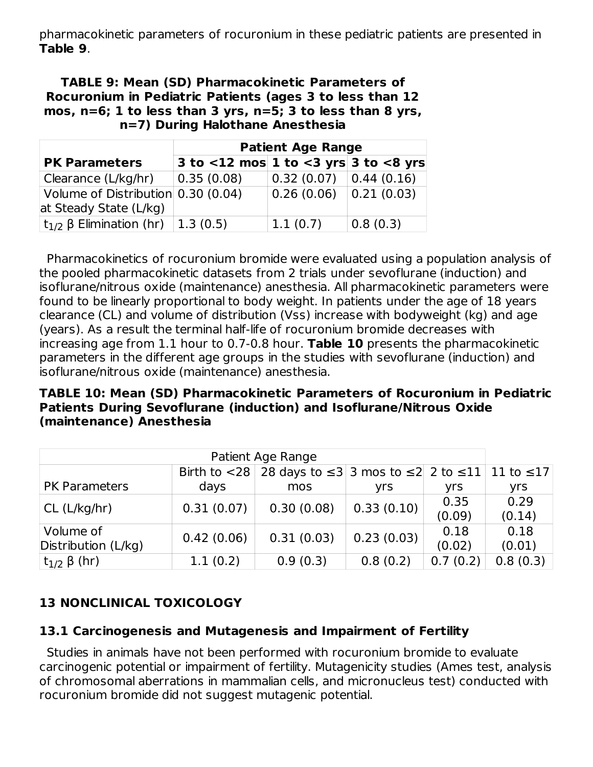pharmacokinetic parameters of rocuronium in these pediatric patients are presented in **Table 9**.

**TABLE 9: Mean (SD) Pharmacokinetic Parameters of Rocuronium in Pediatric Patients (ages 3 to less than 12 mos, n=6; 1 to less than 3 yrs, n=5; 3 to less than 8 yrs, n=7) During Halothane Anesthesia**

| | **Patient Age Range** | | |
|---|---|---|---|
| **PK Parameters** | **3 to <12 mos** | **1 to <3 yrs** | **3 to <8 yrs** |
| Clearance (L/kg/hr) | 0.35 (0.08) | 0.32 (0.07) | 0.44 (0.16) |
| Volume of Distribution at Steady State (L/kg) | 0.30 (0.04) | 0.26 (0.06) | 0.21 (0.03) |
| $t_{1/2}$ β Elimination (hr) | 1.3 (0.5) | 1.1 (0.7) | 0.8 (0.3) |

Pharmacokinetics of rocuronium bromide were evaluated using a population analysis of the pooled pharmacokinetic datasets from 2 trials under sevoflurane (induction) and isoflurane/nitrous oxide (maintenance) anesthesia. All pharmacokinetic parameters were found to be linearly proportional to body weight. In patients under the age of 18 years clearance (CL) and volume of distribution (Vss) increase with bodyweight (kg) and age (years). As a result the terminal half-life of rocuronium bromide decreases with increasing age from 1.1 hour to 0.7-0.8 hour. **Table 10** presents the pharmacokinetic parameters in the different age groups in the studies with sevoflurane (induction) and isoflurane/nitrous oxide (maintenance) anesthesia.

**TABLE 10: Mean (SD) Pharmacokinetic Parameters of Rocuronium in Pediatric Patients During Sevoflurane (induction) and Isoflurane/Nitrous Oxide (maintenance) Anesthesia**

| | Patient Age Range | | | | |
|---|---|---|---|---|---|
| PK Parameters | Birth to <28 days | 28 days to ≤3 mos | 3 mos to ≤2 yrs | 2 to ≤11 yrs | 11 to ≤17 yrs |
| CL (L/kg/hr) | 0.31 (0.07) | 0.30 (0.08) | 0.33 (0.10) | 0.35 (0.09) | 0.29 (0.14) |
| Volume of Distribution (L/kg) | 0.42 (0.06) | 0.31 (0.03) | 0.23 (0.03) | 0.18 (0.02) | 0.18 (0.01) |
| $t_{1/2}$ β (hr) | 1.1 (0.2) | 0.9 (0.3) | 0.8 (0.2) | 0.7 (0.2) | 0.8 (0.3) |

## 13 NONCLINICAL TOXICOLOGY

### 13.1 Carcinogenesis and Mutagenesis and Impairment of Fertility

Studies in animals have not been performed with rocuronium bromide to evaluate carcinogenic potential or impairment of fertility. Mutagenicity studies (Ames test, analysis of chromosomal aberrations in mammalian cells, and micronucleus test) conducted with rocuronium bromide did not suggest mutagenic potential.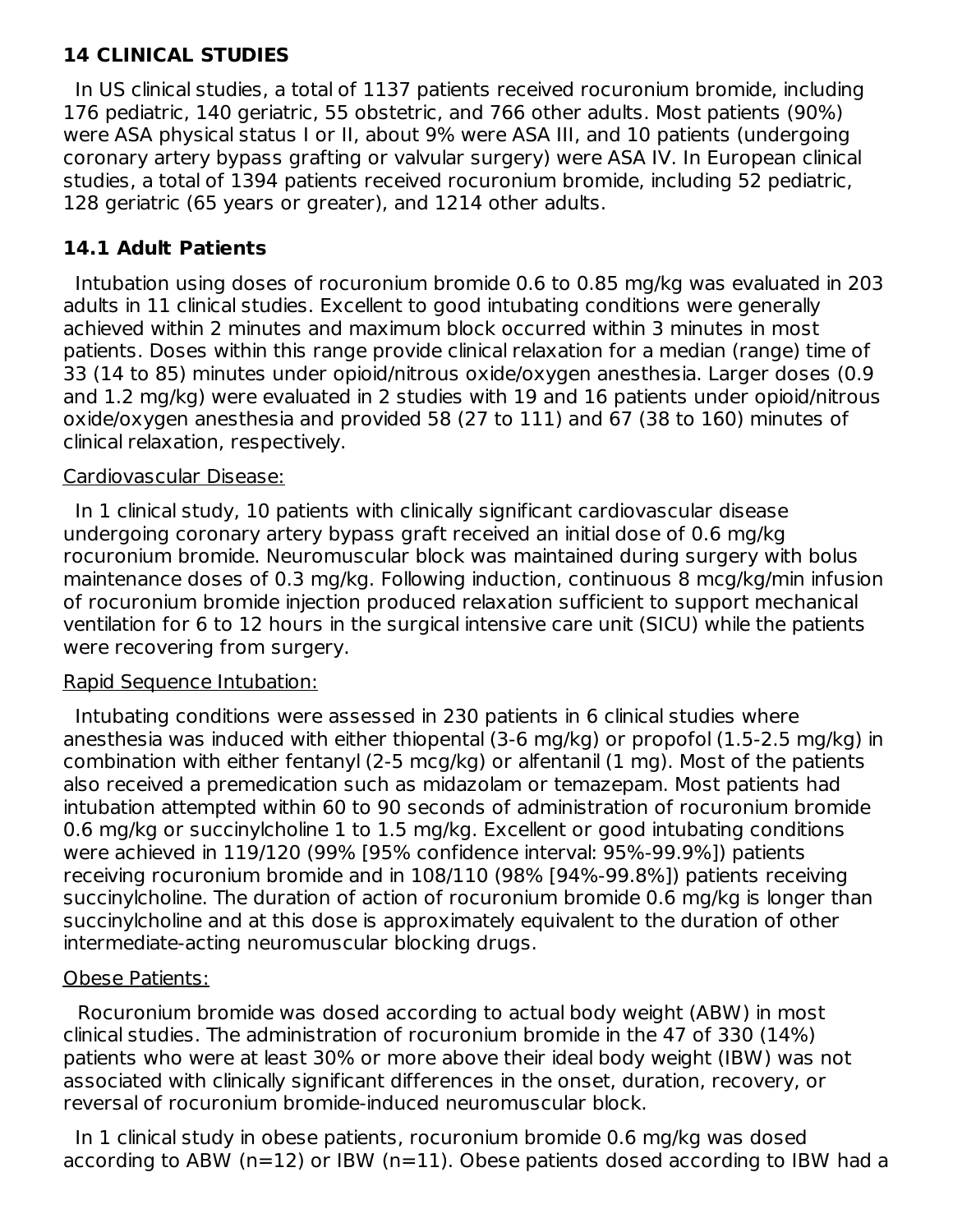## 14 CLINICAL STUDIES

In US clinical studies, a total of 1137 patients received rocuronium bromide, including 176 pediatric, 140 geriatric, 55 obstetric, and 766 other adults. Most patients (90%) were ASA physical status I or II, about 9% were ASA III, and 10 patients (undergoing coronary artery bypass grafting or valvular surgery) were ASA IV. In European clinical studies, a total of 1394 patients received rocuronium bromide, including 52 pediatric, 128 geriatric (65 years or greater), and 1214 other adults.

### 14.1 Adult Patients

Intubation using doses of rocuronium bromide 0.6 to 0.85 mg/kg was evaluated in 203 adults in 11 clinical studies. Excellent to good intubating conditions were generally achieved within 2 minutes and maximum block occurred within 3 minutes in most patients. Doses within this range provide clinical relaxation for a median (range) time of 33 (14 to 85) minutes under opioid/nitrous oxide/oxygen anesthesia. Larger doses (0.9 and 1.2 mg/kg) were evaluated in 2 studies with 19 and 16 patients under opioid/nitrous oxide/oxygen anesthesia and provided 58 (27 to 111) and 67 (38 to 160) minutes of clinical relaxation, respectively.

<u>Cardiovascular Disease:</u>

In 1 clinical study, 10 patients with clinically significant cardiovascular disease undergoing coronary artery bypass graft received an initial dose of 0.6 mg/kg rocuronium bromide. Neuromuscular block was maintained during surgery with bolus maintenance doses of 0.3 mg/kg. Following induction, continuous 8 mcg/kg/min infusion of rocuronium bromide injection produced relaxation sufficient to support mechanical ventilation for 6 to 12 hours in the surgical intensive care unit (SICU) while the patients were recovering from surgery.

<u>Rapid Sequence Intubation:</u>

Intubating conditions were assessed in 230 patients in 6 clinical studies where anesthesia was induced with either thiopental (3-6 mg/kg) or propofol (1.5-2.5 mg/kg) in combination with either fentanyl (2-5 mcg/kg) or alfentanil (1 mg). Most of the patients also received a premedication such as midazolam or temazepam. Most patients had intubation attempted within 60 to 90 seconds of administration of rocuronium bromide 0.6 mg/kg or succinylcholine 1 to 1.5 mg/kg. Excellent or good intubating conditions were achieved in 119/120 (99% [95% confidence interval: 95%-99.9%]) patients receiving rocuronium bromide and in 108/110 (98% [94%-99.8%]) patients receiving succinylcholine. The duration of action of rocuronium bromide 0.6 mg/kg is longer than succinylcholine and at this dose is approximately equivalent to the duration of other intermediate-acting neuromuscular blocking drugs.

<u>Obese Patients:</u>

Rocuronium bromide was dosed according to actual body weight (ABW) in most clinical studies. The administration of rocuronium bromide in the 47 of 330 (14%) patients who were at least 30% or more above their ideal body weight (IBW) was not associated with clinically significant differences in the onset, duration, recovery, or reversal of rocuronium bromide-induced neuromuscular block.

In 1 clinical study in obese patients, rocuronium bromide 0.6 mg/kg was dosed according to ABW (n=12) or IBW (n=11). Obese patients dosed according to IBW had a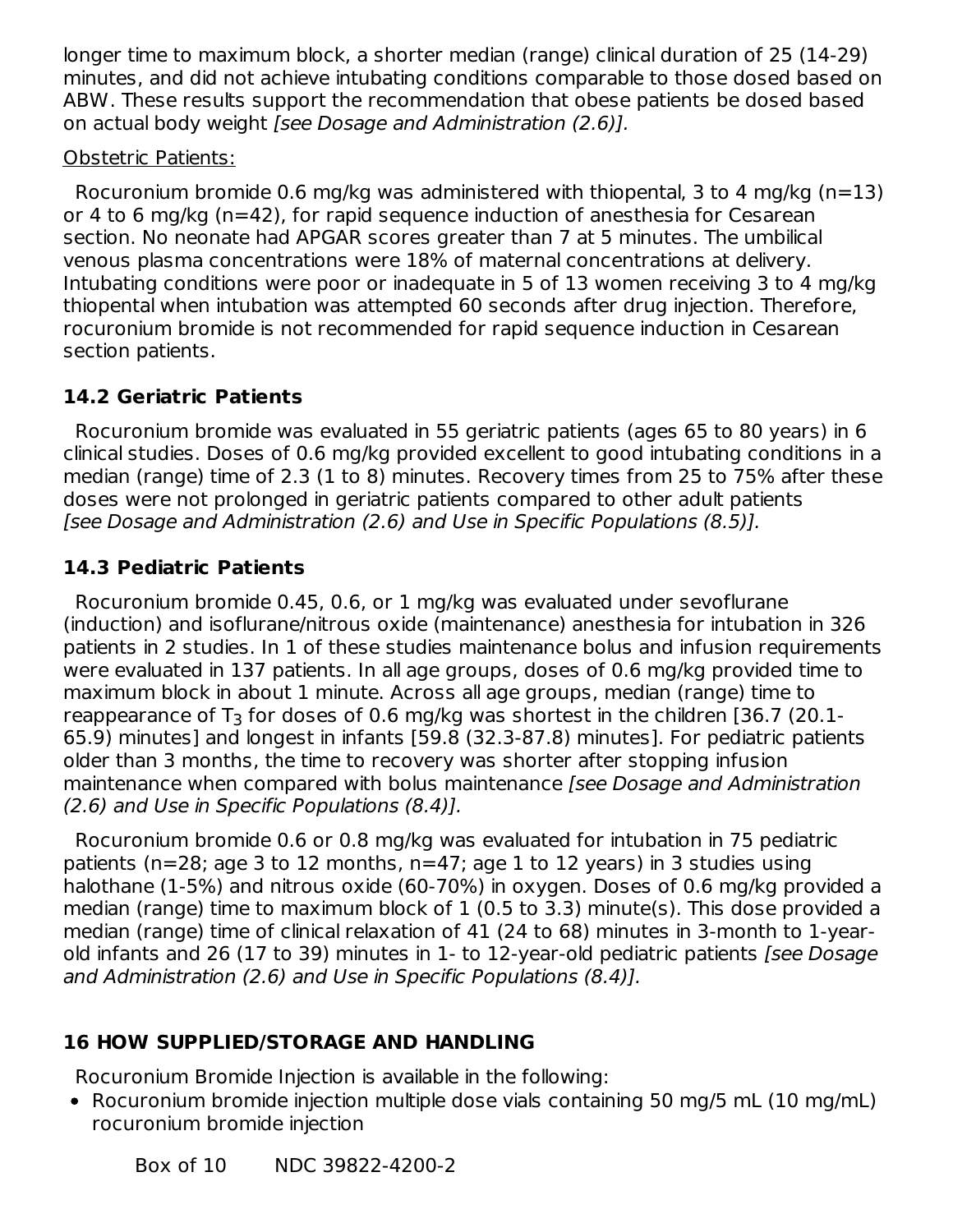longer time to maximum block, a shorter median (range) clinical duration of 25 (14-29) minutes, and did not achieve intubating conditions comparable to those dosed based on ABW. These results support the recommendation that obese patients be dosed based on actual body weight *[see Dosage and Administration (2.6)]*.

Obstetric Patients:

Rocuronium bromide 0.6 mg/kg was administered with thiopental, 3 to 4 mg/kg (n=13) or 4 to 6 mg/kg (n=42), for rapid sequence induction of anesthesia for Cesarean section. No neonate had APGAR scores greater than 7 at 5 minutes. The umbilical venous plasma concentrations were 18% of maternal concentrations at delivery. Intubating conditions were poor or inadequate in 5 of 13 women receiving 3 to 4 mg/kg thiopental when intubation was attempted 60 seconds after drug injection. Therefore, rocuronium bromide is not recommended for rapid sequence induction in Cesarean section patients.

### 14.2 Geriatric Patients

Rocuronium bromide was evaluated in 55 geriatric patients (ages 65 to 80 years) in 6 clinical studies. Doses of 0.6 mg/kg provided excellent to good intubating conditions in a median (range) time of 2.3 (1 to 8) minutes. Recovery times from 25 to 75% after these doses were not prolonged in geriatric patients compared to other adult patients *[see Dosage and Administration (2.6) and Use in Specific Populations (8.5)]*.

### 14.3 Pediatric Patients

Rocuronium bromide 0.45, 0.6, or 1 mg/kg was evaluated under sevoflurane (induction) and isoflurane/nitrous oxide (maintenance) anesthesia for intubation in 326 patients in 2 studies. In 1 of these studies maintenance bolus and infusion requirements were evaluated in 137 patients. In all age groups, doses of 0.6 mg/kg provided time to maximum block in about 1 minute. Across all age groups, median (range) time to reappearance of $T_3$ for doses of 0.6 mg/kg was shortest in the children [36.7 (20.1-65.9) minutes] and longest in infants [59.8 (32.3-87.8) minutes]. For pediatric patients older than 3 months, the time to recovery was shorter after stopping infusion maintenance when compared with bolus maintenance *[see Dosage and Administration (2.6) and Use in Specific Populations (8.4)]*.

Rocuronium bromide 0.6 or 0.8 mg/kg was evaluated for intubation in 75 pediatric patients (n=28; age 3 to 12 months, n=47; age 1 to 12 years) in 3 studies using halothane (1-5%) and nitrous oxide (60-70%) in oxygen. Doses of 0.6 mg/kg provided a median (range) time to maximum block of 1 (0.5 to 3.3) minute(s). This dose provided a median (range) time of clinical relaxation of 41 (24 to 68) minutes in 3-month to 1-year-old infants and 26 (17 to 39) minutes in 1- to 12-year-old pediatric patients *[see Dosage and Administration (2.6) and Use in Specific Populations (8.4)]*.

## 16 HOW SUPPLIED/STORAGE AND HANDLING

Rocuronium Bromide Injection is available in the following:

- Rocuronium bromide injection multiple dose vials containing 50 mg/5 mL (10 mg/mL) rocuronium bromide injection

  Box of 10 NDC 39822-4200-2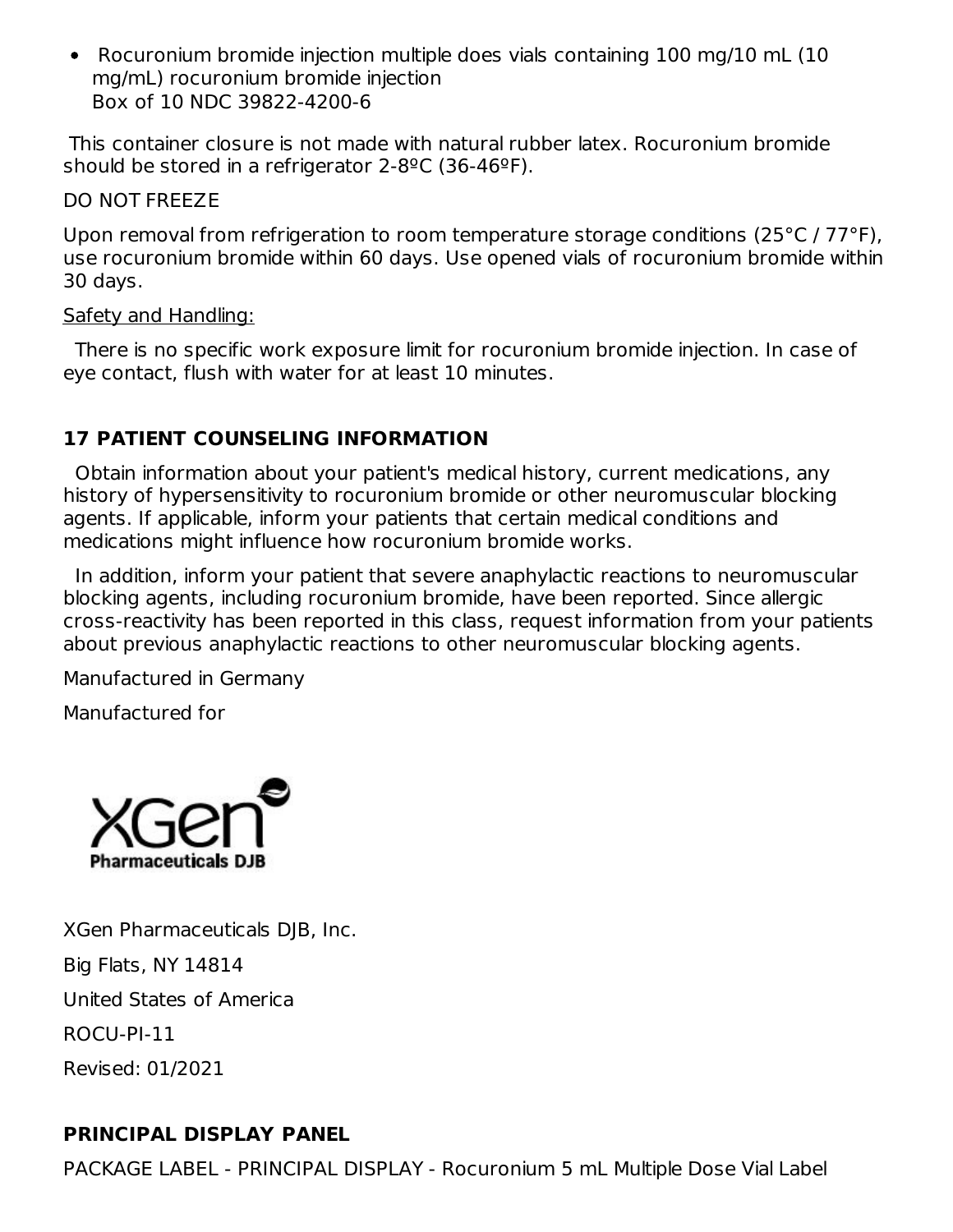- Rocuronium bromide injection multiple does vials containing 100 mg/10 mL (10 mg/mL) rocuronium bromide injection
  Box of 10 NDC 39822-4200-6

This container closure is not made with natural rubber latex. Rocuronium bromide should be stored in a refrigerator 2-8ºC (36-46ºF).

DO NOT FREEZE

Upon removal from refrigeration to room temperature storage conditions (25°C / 77°F), use rocuronium bromide within 60 days. Use opened vials of rocuronium bromide within 30 days.

Safety and Handling:

There is no specific work exposure limit for rocuronium bromide injection. In case of eye contact, flush with water for at least 10 minutes.

## 17 PATIENT COUNSELING INFORMATION

Obtain information about your patient's medical history, current medications, any history of hypersensitivity to rocuronium bromide or other neuromuscular blocking agents. If applicable, inform your patients that certain medical conditions and medications might influence how rocuronium bromide works.

In addition, inform your patient that severe anaphylactic reactions to neuromuscular blocking agents, including rocuronium bromide, have been reported. Since allergic cross-reactivity has been reported in this class, request information from your patients about previous anaphylactic reactions to other neuromuscular blocking agents.

Manufactured in Germany

Manufactured for

XGen Pharmaceuticals DJB

XGen Pharmaceuticals DJB, Inc.

Big Flats, NY 14814

United States of America

ROCU-PI-11

Revised: 01/2021

## PRINCIPAL DISPLAY PANEL

PACKAGE LABEL - PRINCIPAL DISPLAY - Rocuronium 5 mL Multiple Dose Vial Label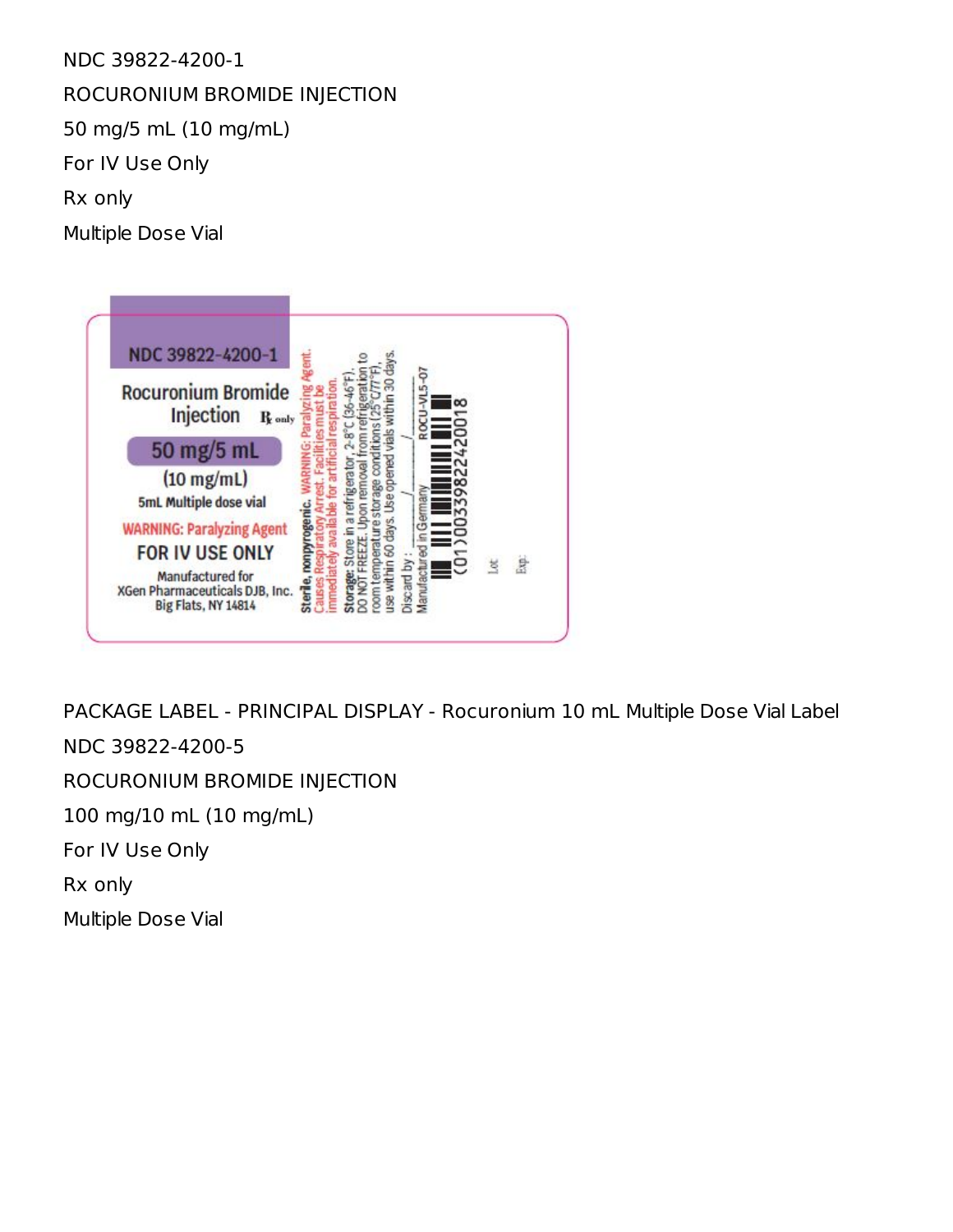NDC 39822-4200-1

ROCURONIUM BROMIDE INJECTION

50 mg/5 mL (10 mg/mL)

For IV Use Only

Rx only

Multiple Dose Vial

NDC 39822-4200-1

Rocuronium Bromide Injection Rx only

50 mg/5 mL

(10 mg/mL)

5mL Multiple dose vial

WARNING: Paralyzing Agent

FOR IV USE ONLY

Manufactured for
XGen Pharmaceuticals DJB, Inc.
Big Flats, NY 14814

**Sterile, nonpyrogenic.** WARNING: Paralyzing Agent. Causes Respiratory Arrest. Facilities must be immediately available for artificial respiration.

**Storage:** Store in a refrigerator, 2-8°C (36-46°F). DO NOT FREEZE. Upon removal from refrigeration to room temperature storage conditions (25°C/77°F), use within 60 days. Use opened vials within 30 days.

Discard by: ____/____/____

Manufactured in Germany ROCU-VL5-07

(01)00339822420018

Lot

Exp:

PACKAGE LABEL - PRINCIPAL DISPLAY - Rocuronium 10 mL Multiple Dose Vial Label

NDC 39822-4200-5

ROCURONIUM BROMIDE INJECTION

100 mg/10 mL (10 mg/mL)

For IV Use Only

Rx only

Multiple Dose Vial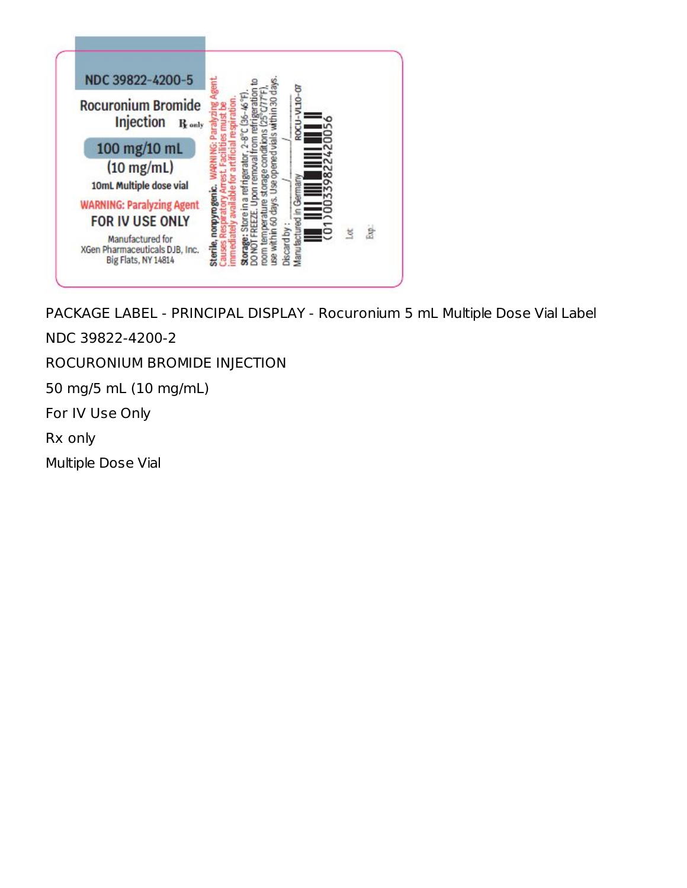NDC 39822-4200-5

Rocuronium Bromide Injection Rx only

100 mg/10 mL

(10 mg/mL)

10mL Multiple dose vial

WARNING: Paralyzing Agent

FOR IV USE ONLY

Manufactured for
XGen Pharmaceuticals DJB, Inc.
Big Flats, NY 14814

Sterile, nonpyrogenic. WARNING: Paralyzing Agent. Causes Respiratory Arrest. Facilities must be immediately available for artificial respiration.

Storage: Store in a refrigerator, 2-8°C (36-46°F). DO NOT FREEZE. Upon removal from refrigeration to room temperature storage conditions (25°C/77°F), use within 60 days. Use opened vials within 30 days.

Discard by: ___/___/___

Manufactured in Germany

ROCU-VL10-07

(01)00339822420056

Lot

Exp:

PACKAGE LABEL - PRINCIPAL DISPLAY - Rocuronium 5 mL Multiple Dose Vial Label

NDC 39822-4200-2

ROCURONIUM BROMIDE INJECTION

50 mg/5 mL (10 mg/mL)

For IV Use Only

Rx only

Multiple Dose Vial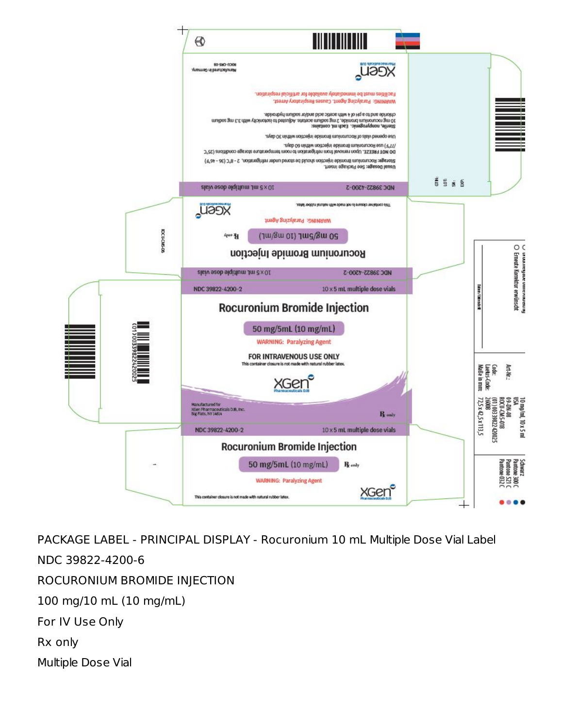NDC 39822-4200-2 10 x 5 mL multiple dose vials

## Rocuronium Bromide Injection

50 mg/5mL (10 mg/mL)

WARNING: Paralyzing Agent

FOR INTRAVENOUS USE ONLY

This container closure is not made with natural rubber latex.

XGen Pharmaceuticals DJB

Manufactured for
XGen Pharmaceuticals DJB, Inc.
Big Flats, NY 14814

Rx only

NDC 39822-4200-2 10 x 5 mL multiple dose vials

Rocuronium Bromide Injection

50 mg/5mL (10 mg/mL) Rx only

WARNING: Paralyzing Agent

This container closure is not made with natural rubber latex.

XGen Pharmaceuticals DJB

NDC 39822-4200-2 10 x 5 mL multiple dose vials

Usual Dosage: See Package insert.

Storage: Rocuronium Bromide Injection should be stored under refrigeration, 2 - 8°C (36 - 46°F). DO NOT FREEZE. Upon removal from refrigeration to room temperature storage conditions (25°C /77°F) use Rocuronium Bromide Injection within 60 days.

Use opened vials of Rocuronium Bromide Injection within 30 days.

Sterile, nonpyrogenic. Each mL contains: 10 mg rocuronium bromide, 2 mg sodium acetate. Adjusted to isotonicity with 3.3 mg sodium chloride and to a pH of 4 with acetic acid and/or sodium hydroxide.

WARNING: Paralyzing Agent. Causes Respiratory Arrest. Facilities must be immediately available for artificial respiration.

XGen Pharmaceuticals DJB

ROCU-CMS-08

Manufactured in Germany.

GTIN:
LOT:
SN:
EXP:

(01)00339822420025

Art-Nr.: 10 mg/ml, 10 x 5 ml
USA
Code: 09-DN-08
ROCU-CM5-018
Laetus-Code: (01)00339822420025
26008
Maße in mm: 72,5 x 42,5 x 113,5

Schwarz
Pantone 300 C
Pantone 521 C
Pantone 032 C

Datum/Unterschrift

O Erneute Korrektur erwünscht

PACKAGE LABEL - PRINCIPAL DISPLAY - Rocuronium 10 mL Multiple Dose Vial Label

NDC 39822-4200-6

ROCURONIUM BROMIDE INJECTION

100 mg/10 mL (10 mg/mL)

For IV Use Only

Rx only

Multiple Dose Vial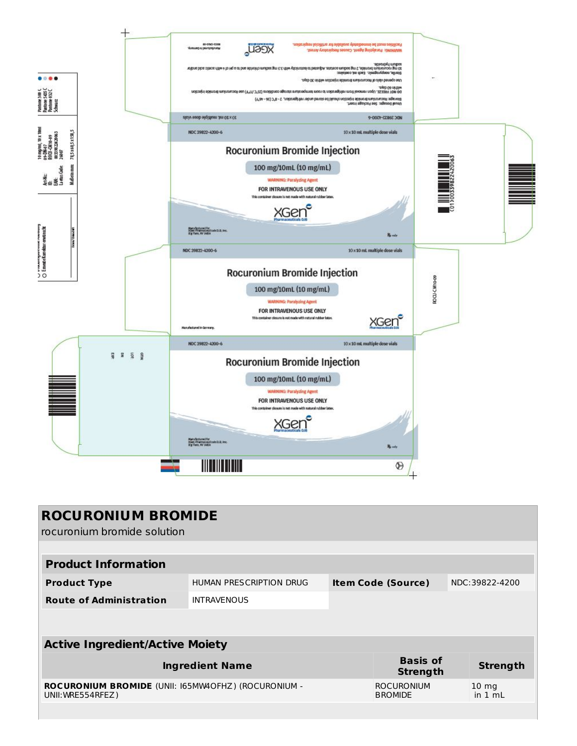NDC 39822-4200-6 10 x 10 mL multiple dose vials

# Rocuronium Bromide Injection

100 mg/10mL (10 mg/mL)

WARNING: Paralyzing Agent

FOR INTRAVENOUS USE ONLY

This container closure is not made with natural rubber latex.

XGen Pharmaceuticals DJB

Manufactured for XGen Pharmaceuticals DJB, Inc. Big Flats, NY 14814

Rx only

Usual Dosage: See Package Insert.

Storage: Rocuronium bromide injection should be stored under refrigeration, 2 - 8°C (36 - 46°F).

DO NOT FREEZE. Upon removal from refrigeration to room temperature storage conditions (25°C /77°F) use Rocuronium bromide injection within 60 days.

Use opened vials of Rocuronium bromide injection within 30 days.

Sterile, nonpyrogenic. Each mL contains:

10 mg rocuronium bromide, 2 mg sodium acetate. Adjusted to isotonicity with 3.3 mg sodium chloride and to a pH of 4 with acetic acid and/or sodium hydroxide.

WARNING: Paralyzing Agent. Causes Respiratory Arrest. Facilities must be immediately available for artificial respiration.

Manufactured in Germany.

ROCU-CM10-09

(01)00339822420063

GTIN LOT EXP

# ROCURONIUM BROMIDE

rocuronium bromide solution

| Product Information | | | |
|---|---|---|---|
| Product Type | HUMAN PRESCRIPTION DRUG | Item Code (Source) | NDC:39822-4200 |
| Route of Administration | INTRAVENOUS | | |

| Active Ingredient/Active Moiety | | |
|---|---|---|
| Ingredient Name | Basis of Strength | Strength |
| **ROCURONIUM BROMIDE** (UNII: I65MW4OFHZ) (ROCURONIUM - UNII:WRE554RFEZ) | ROCURONIUM BROMIDE | 10 mg in 1 mL |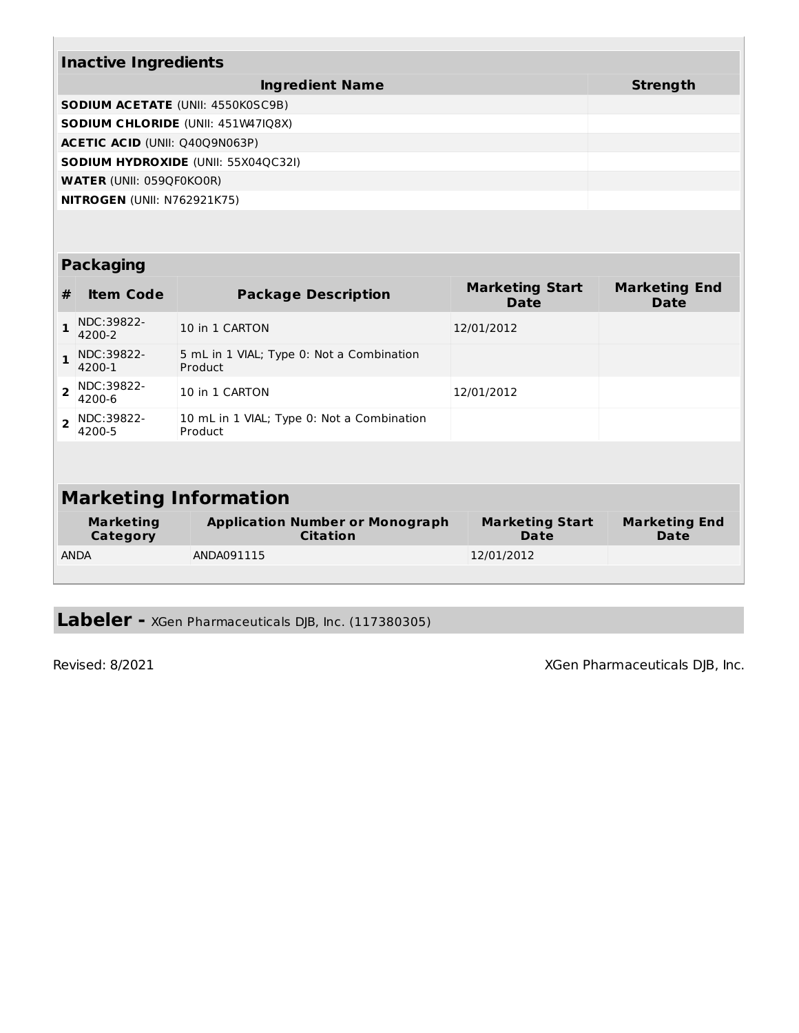### Inactive Ingredients

| Ingredient Name | Strength |
|---|---|
| **SODIUM ACETATE** (UNII: 4550K0SC9B) | |
| **SODIUM CHLORIDE** (UNII: 451W47IQ8X) | |
| **ACETIC ACID** (UNII: Q40Q9N063P) | |
| **SODIUM HYDROXIDE** (UNII: 55X04QC32I) | |
| **WATER** (UNII: 059QF0KO0R) | |
| **NITROGEN** (UNII: N762921K75) | |

### Packaging

| # | Item Code | Package Description | Marketing Start Date | Marketing End Date |
|---|---|---|---|---|
| 1 | NDC:39822-4200-2 | 10 in 1 CARTON | 12/01/2012 | |
| 1 | NDC:39822-4200-1 | 5 mL in 1 VIAL; Type 0: Not a Combination Product | | |
| 2 | NDC:39822-4200-6 | 10 in 1 CARTON | 12/01/2012 | |
| 2 | NDC:39822-4200-5 | 10 mL in 1 VIAL; Type 0: Not a Combination Product | | |

## Marketing Information

| Marketing Category | Application Number or Monograph Citation | Marketing Start Date | Marketing End Date |
|---|---|---|---|
| ANDA | ANDA091115 | 12/01/2012 | |

## Labeler - XGen Pharmaceuticals DJB, Inc. (117380305)

Revised: 8/2021 XGen Pharmaceuticals DJB, Inc.